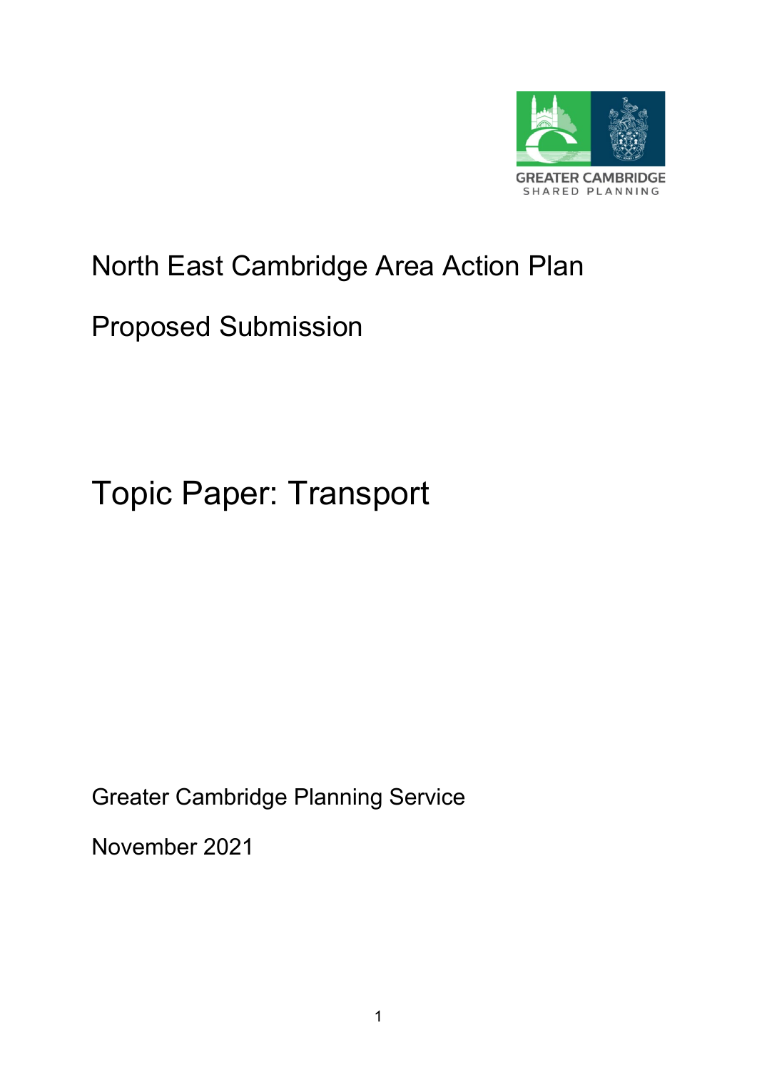GREATER CAMBRIDGE
SHARED PLANNING

# North East Cambridge Area Action Plan

## Proposed Submission

# Topic Paper: Transport

Greater Cambridge Planning Service

November 2021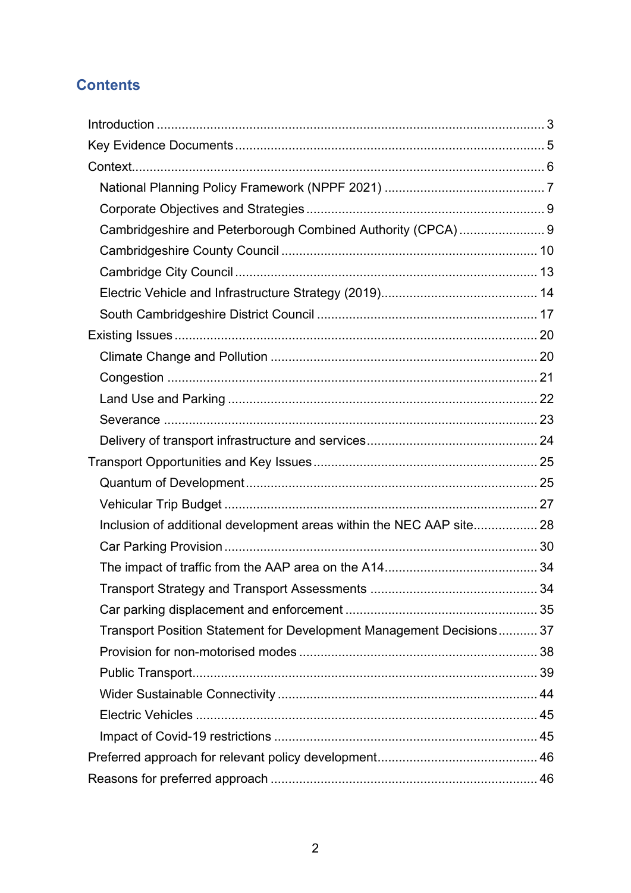## Contents

- Introduction ........................................................................................................... 3
- Key Evidence Documents ..................................................................................... 5
- Context.................................................................................................................. 6
  - National Planning Policy Framework (NPPF 2021) ............................................ 7
  - Corporate Objectives and Strategies ................................................................. 9
  - Cambridgeshire and Peterborough Combined Authority (CPCA) ....................... 9
  - Cambridgeshire County Council ...................................................................... 10
  - Cambridge City Council ................................................................................... 13
  - Electric Vehicle and Infrastructure Strategy (2019)........................................... 14
  - South Cambridgeshire District Council ............................................................ 17
- Existing Issues .................................................................................................... 20
  - Climate Change and Pollution ......................................................................... 20
  - Congestion ...................................................................................................... 21
  - Land Use and Parking ..................................................................................... 22
  - Severance ....................................................................................................... 23
  - Delivery of transport infrastructure and services............................................... 24
- Transport Opportunities and Key Issues .............................................................. 25
  - Quantum of Development................................................................................ 25
  - Vehicular Trip Budget ...................................................................................... 27
  - Inclusion of additional development areas within the NEC AAP site................. 28
  - Car Parking Provision ...................................................................................... 30
  - The impact of traffic from the AAP area on the A14.......................................... 34
  - Transport Strategy and Transport Assessments .............................................. 34
  - Car parking displacement and enforcement .................................................... 35
  - Transport Position Statement for Development Management Decisions........... 37
  - Provision for non-motorised modes ................................................................. 38
  - Public Transport............................................................................................... 39
  - Wider Sustainable Connectivity ....................................................................... 44
  - Electric Vehicles .............................................................................................. 45
  - Impact of Covid-19 restrictions ........................................................................ 45
- Preferred approach for relevant policy development............................................ 46
- Reasons for preferred approach ......................................................................... 46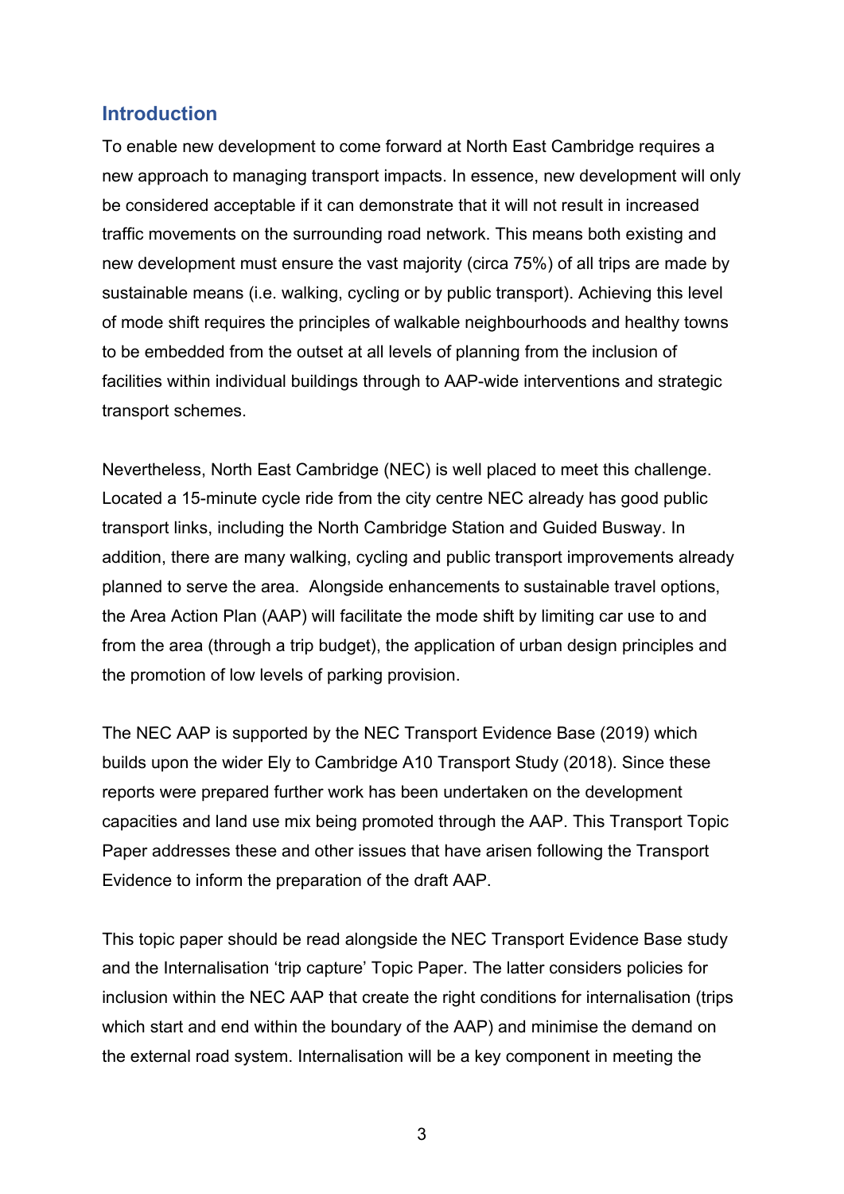## Introduction

To enable new development to come forward at North East Cambridge requires a new approach to managing transport impacts. In essence, new development will only be considered acceptable if it can demonstrate that it will not result in increased traffic movements on the surrounding road network. This means both existing and new development must ensure the vast majority (circa 75%) of all trips are made by sustainable means (i.e. walking, cycling or by public transport). Achieving this level of mode shift requires the principles of walkable neighbourhoods and healthy towns to be embedded from the outset at all levels of planning from the inclusion of facilities within individual buildings through to AAP-wide interventions and strategic transport schemes.

Nevertheless, North East Cambridge (NEC) is well placed to meet this challenge. Located a 15-minute cycle ride from the city centre NEC already has good public transport links, including the North Cambridge Station and Guided Busway. In addition, there are many walking, cycling and public transport improvements already planned to serve the area. Alongside enhancements to sustainable travel options, the Area Action Plan (AAP) will facilitate the mode shift by limiting car use to and from the area (through a trip budget), the application of urban design principles and the promotion of low levels of parking provision.

The NEC AAP is supported by the NEC Transport Evidence Base (2019) which builds upon the wider Ely to Cambridge A10 Transport Study (2018). Since these reports were prepared further work has been undertaken on the development capacities and land use mix being promoted through the AAP. This Transport Topic Paper addresses these and other issues that have arisen following the Transport Evidence to inform the preparation of the draft AAP.

This topic paper should be read alongside the NEC Transport Evidence Base study and the Internalisation 'trip capture' Topic Paper. The latter considers policies for inclusion within the NEC AAP that create the right conditions for internalisation (trips which start and end within the boundary of the AAP) and minimise the demand on the external road system. Internalisation will be a key component in meeting the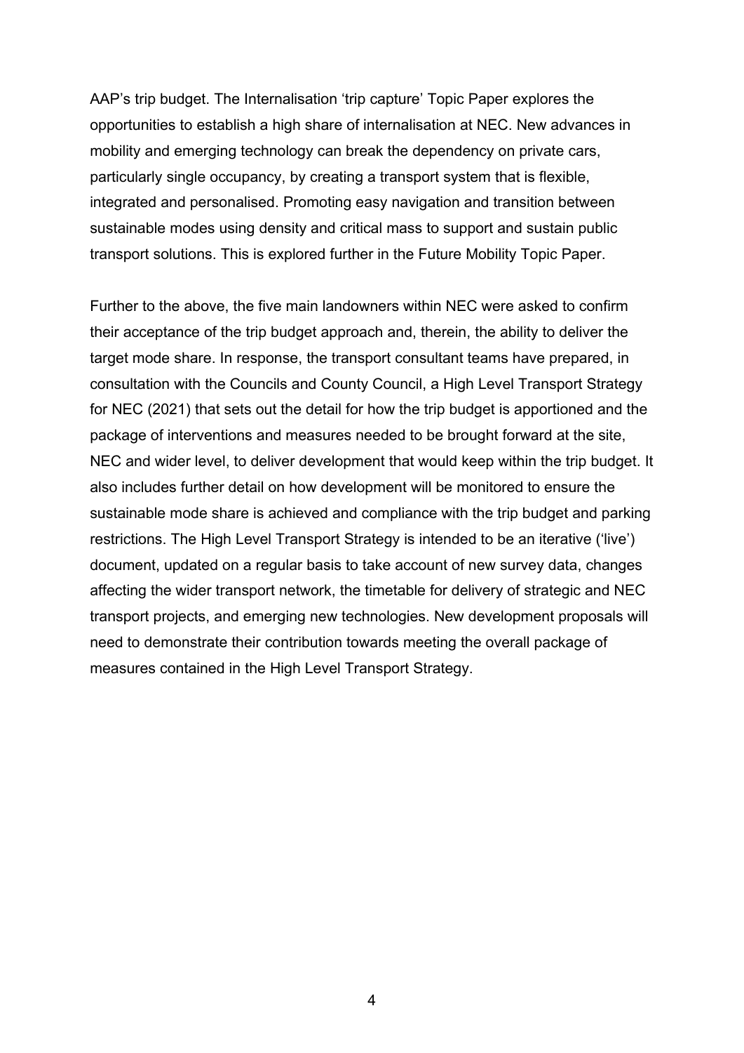AAP's trip budget. The Internalisation 'trip capture' Topic Paper explores the opportunities to establish a high share of internalisation at NEC. New advances in mobility and emerging technology can break the dependency on private cars, particularly single occupancy, by creating a transport system that is flexible, integrated and personalised. Promoting easy navigation and transition between sustainable modes using density and critical mass to support and sustain public transport solutions. This is explored further in the Future Mobility Topic Paper.

Further to the above, the five main landowners within NEC were asked to confirm their acceptance of the trip budget approach and, therein, the ability to deliver the target mode share. In response, the transport consultant teams have prepared, in consultation with the Councils and County Council, a High Level Transport Strategy for NEC (2021) that sets out the detail for how the trip budget is apportioned and the package of interventions and measures needed to be brought forward at the site, NEC and wider level, to deliver development that would keep within the trip budget. It also includes further detail on how development will be monitored to ensure the sustainable mode share is achieved and compliance with the trip budget and parking restrictions. The High Level Transport Strategy is intended to be an iterative ('live') document, updated on a regular basis to take account of new survey data, changes affecting the wider transport network, the timetable for delivery of strategic and NEC transport projects, and emerging new technologies. New development proposals will need to demonstrate their contribution towards meeting the overall package of measures contained in the High Level Transport Strategy.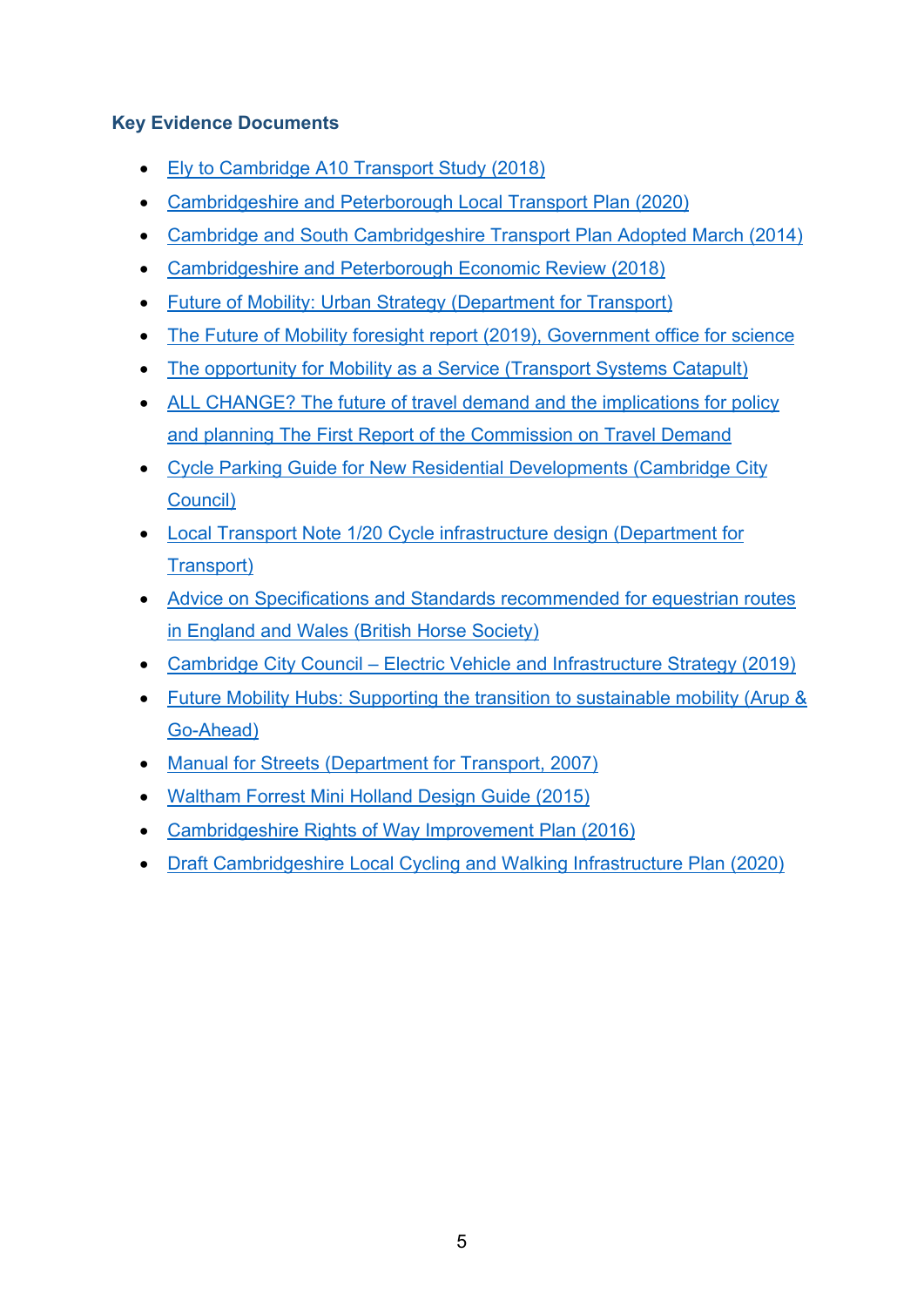**Key Evidence Documents**

- Ely to Cambridge A10 Transport Study (2018)
- Cambridgeshire and Peterborough Local Transport Plan (2020)
- Cambridge and South Cambridgeshire Transport Plan Adopted March (2014)
- Cambridgeshire and Peterborough Economic Review (2018)
- Future of Mobility: Urban Strategy (Department for Transport)
- The Future of Mobility foresight report (2019), Government office for science
- The opportunity for Mobility as a Service (Transport Systems Catapult)
- ALL CHANGE? The future of travel demand and the implications for policy and planning The First Report of the Commission on Travel Demand
- Cycle Parking Guide for New Residential Developments (Cambridge City Council)
- Local Transport Note 1/20 Cycle infrastructure design (Department for Transport)
- Advice on Specifications and Standards recommended for equestrian routes in England and Wales (British Horse Society)
- Cambridge City Council – Electric Vehicle and Infrastructure Strategy (2019)
- Future Mobility Hubs: Supporting the transition to sustainable mobility (Arup & Go-Ahead)
- Manual for Streets (Department for Transport, 2007)
- Waltham Forrest Mini Holland Design Guide (2015)
- Cambridgeshire Rights of Way Improvement Plan (2016)
- Draft Cambridgeshire Local Cycling and Walking Infrastructure Plan (2020)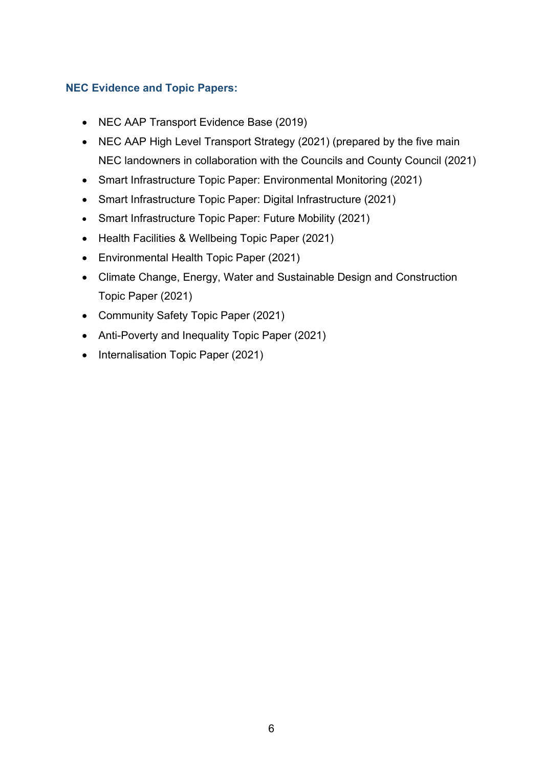### NEC Evidence and Topic Papers:

- NEC AAP Transport Evidence Base (2019)
- NEC AAP High Level Transport Strategy (2021) (prepared by the five main NEC landowners in collaboration with the Councils and County Council (2021)
- Smart Infrastructure Topic Paper: Environmental Monitoring (2021)
- Smart Infrastructure Topic Paper: Digital Infrastructure (2021)
- Smart Infrastructure Topic Paper: Future Mobility (2021)
- Health Facilities & Wellbeing Topic Paper (2021)
- Environmental Health Topic Paper (2021)
- Climate Change, Energy, Water and Sustainable Design and Construction Topic Paper (2021)
- Community Safety Topic Paper (2021)
- Anti-Poverty and Inequality Topic Paper (2021)
- Internalisation Topic Paper (2021)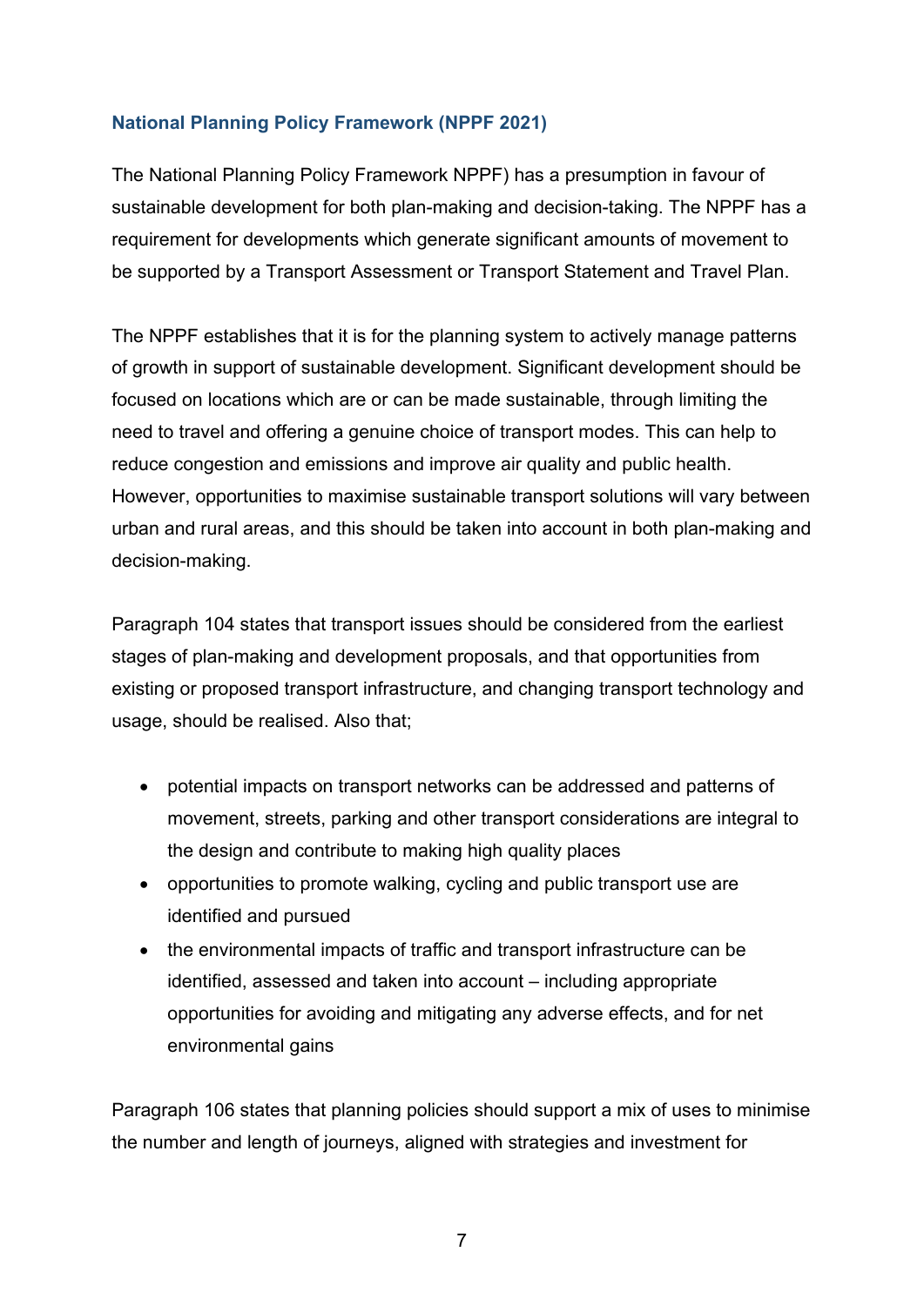### National Planning Policy Framework (NPPF 2021)

The National Planning Policy Framework NPPF) has a presumption in favour of sustainable development for both plan-making and decision-taking. The NPPF has a requirement for developments which generate significant amounts of movement to be supported by a Transport Assessment or Transport Statement and Travel Plan.

The NPPF establishes that it is for the planning system to actively manage patterns of growth in support of sustainable development. Significant development should be focused on locations which are or can be made sustainable, through limiting the need to travel and offering a genuine choice of transport modes. This can help to reduce congestion and emissions and improve air quality and public health. However, opportunities to maximise sustainable transport solutions will vary between urban and rural areas, and this should be taken into account in both plan-making and decision-making.

Paragraph 104 states that transport issues should be considered from the earliest stages of plan-making and development proposals, and that opportunities from existing or proposed transport infrastructure, and changing transport technology and usage, should be realised. Also that;

- potential impacts on transport networks can be addressed and patterns of movement, streets, parking and other transport considerations are integral to the design and contribute to making high quality places
- opportunities to promote walking, cycling and public transport use are identified and pursued
- the environmental impacts of traffic and transport infrastructure can be identified, assessed and taken into account – including appropriate opportunities for avoiding and mitigating any adverse effects, and for net environmental gains

Paragraph 106 states that planning policies should support a mix of uses to minimise the number and length of journeys, aligned with strategies and investment for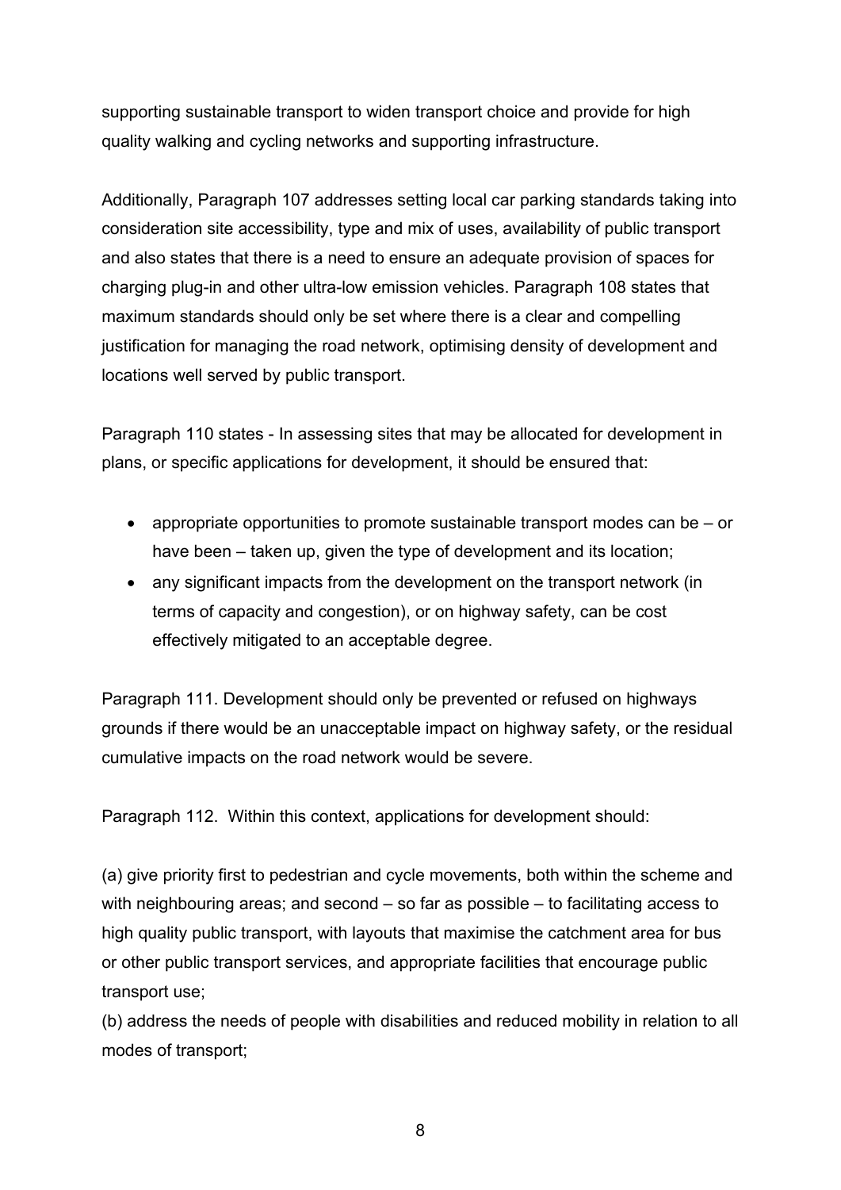supporting sustainable transport to widen transport choice and provide for high quality walking and cycling networks and supporting infrastructure.

Additionally, Paragraph 107 addresses setting local car parking standards taking into consideration site accessibility, type and mix of uses, availability of public transport and also states that there is a need to ensure an adequate provision of spaces for charging plug-in and other ultra-low emission vehicles. Paragraph 108 states that maximum standards should only be set where there is a clear and compelling justification for managing the road network, optimising density of development and locations well served by public transport.

Paragraph 110 states - In assessing sites that may be allocated for development in plans, or specific applications for development, it should be ensured that:

- appropriate opportunities to promote sustainable transport modes can be – or have been – taken up, given the type of development and its location;
- any significant impacts from the development on the transport network (in terms of capacity and congestion), or on highway safety, can be cost effectively mitigated to an acceptable degree.

Paragraph 111. Development should only be prevented or refused on highways grounds if there would be an unacceptable impact on highway safety, or the residual cumulative impacts on the road network would be severe.

Paragraph 112. Within this context, applications for development should:

(a) give priority first to pedestrian and cycle movements, both within the scheme and with neighbouring areas; and second – so far as possible – to facilitating access to high quality public transport, with layouts that maximise the catchment area for bus or other public transport services, and appropriate facilities that encourage public transport use;
(b) address the needs of people with disabilities and reduced mobility in relation to all modes of transport;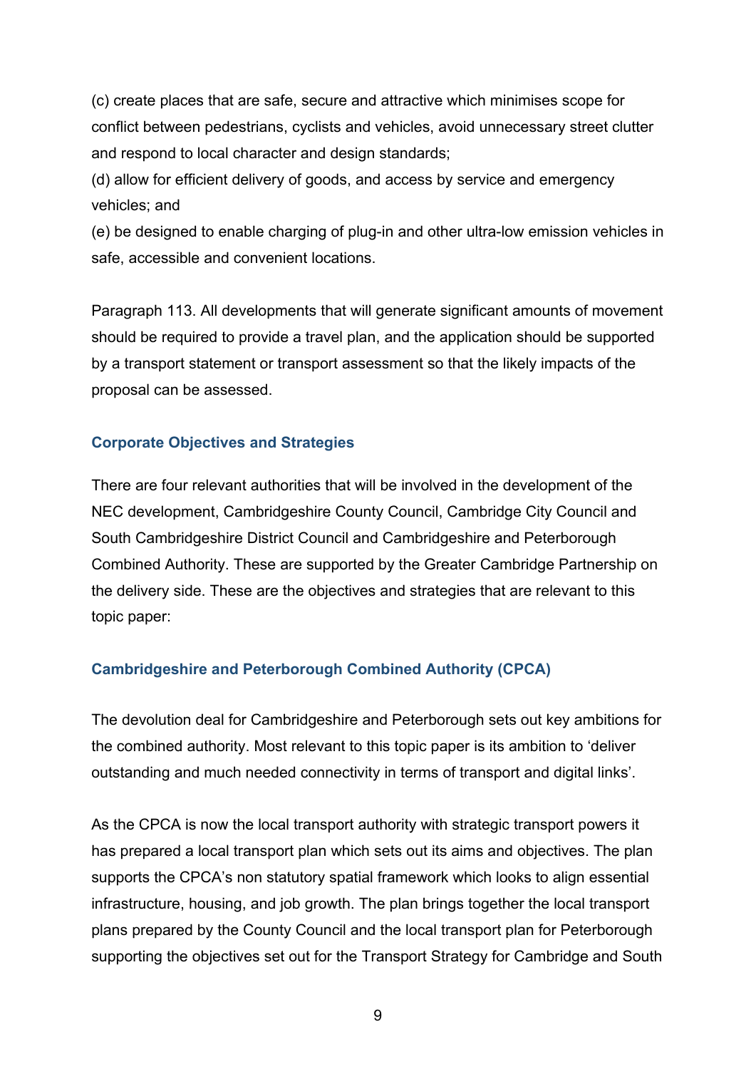(c) create places that are safe, secure and attractive which minimises scope for conflict between pedestrians, cyclists and vehicles, avoid unnecessary street clutter and respond to local character and design standards;
(d) allow for efficient delivery of goods, and access by service and emergency vehicles; and
(e) be designed to enable charging of plug-in and other ultra-low emission vehicles in safe, accessible and convenient locations.

Paragraph 113. All developments that will generate significant amounts of movement should be required to provide a travel plan, and the application should be supported by a transport statement or transport assessment so that the likely impacts of the proposal can be assessed.

### Corporate Objectives and Strategies

There are four relevant authorities that will be involved in the development of the NEC development, Cambridgeshire County Council, Cambridge City Council and South Cambridgeshire District Council and Cambridgeshire and Peterborough Combined Authority. These are supported by the Greater Cambridge Partnership on the delivery side. These are the objectives and strategies that are relevant to this topic paper:

### Cambridgeshire and Peterborough Combined Authority (CPCA)

The devolution deal for Cambridgeshire and Peterborough sets out key ambitions for the combined authority. Most relevant to this topic paper is its ambition to 'deliver outstanding and much needed connectivity in terms of transport and digital links'.

As the CPCA is now the local transport authority with strategic transport powers it has prepared a local transport plan which sets out its aims and objectives. The plan supports the CPCA's non statutory spatial framework which looks to align essential infrastructure, housing, and job growth. The plan brings together the local transport plans prepared by the County Council and the local transport plan for Peterborough supporting the objectives set out for the Transport Strategy for Cambridge and South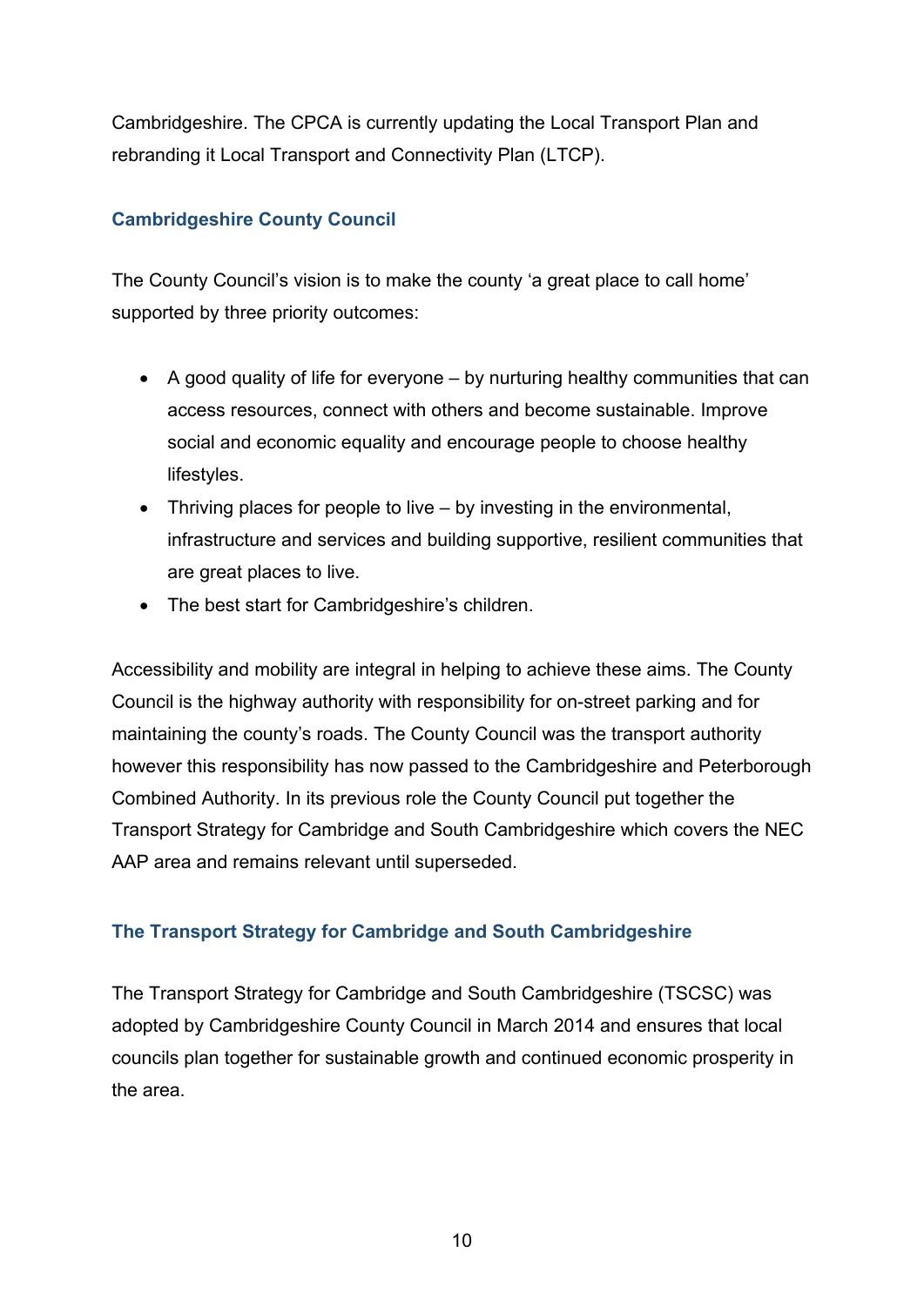Cambridgeshire. The CPCA is currently updating the Local Transport Plan and rebranding it Local Transport and Connectivity Plan (LTCP).

### Cambridgeshire County Council

The County Council's vision is to make the county 'a great place to call home' supported by three priority outcomes:

- A good quality of life for everyone – by nurturing healthy communities that can access resources, connect with others and become sustainable. Improve social and economic equality and encourage people to choose healthy lifestyles.
- Thriving places for people to live – by investing in the environmental, infrastructure and services and building supportive, resilient communities that are great places to live.
- The best start for Cambridgeshire's children.

Accessibility and mobility are integral in helping to achieve these aims. The County Council is the highway authority with responsibility for on-street parking and for maintaining the county's roads. The County Council was the transport authority however this responsibility has now passed to the Cambridgeshire and Peterborough Combined Authority. In its previous role the County Council put together the Transport Strategy for Cambridge and South Cambridgeshire which covers the NEC AAP area and remains relevant until superseded.

### The Transport Strategy for Cambridge and South Cambridgeshire

The Transport Strategy for Cambridge and South Cambridgeshire (TSCSC) was adopted by Cambridgeshire County Council in March 2014 and ensures that local councils plan together for sustainable growth and continued economic prosperity in the area.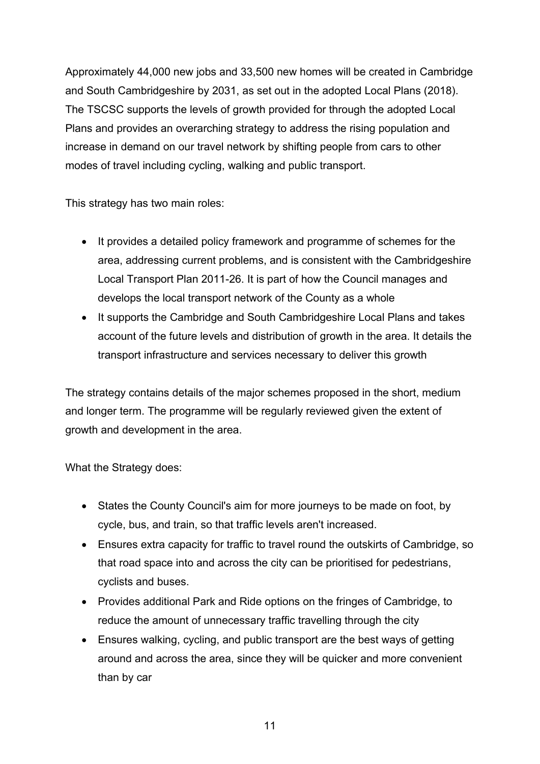Approximately 44,000 new jobs and 33,500 new homes will be created in Cambridge and South Cambridgeshire by 2031, as set out in the adopted Local Plans (2018). The TSCSC supports the levels of growth provided for through the adopted Local Plans and provides an overarching strategy to address the rising population and increase in demand on our travel network by shifting people from cars to other modes of travel including cycling, walking and public transport.

This strategy has two main roles:

- It provides a detailed policy framework and programme of schemes for the area, addressing current problems, and is consistent with the Cambridgeshire Local Transport Plan 2011-26. It is part of how the Council manages and develops the local transport network of the County as a whole
- It supports the Cambridge and South Cambridgeshire Local Plans and takes account of the future levels and distribution of growth in the area. It details the transport infrastructure and services necessary to deliver this growth

The strategy contains details of the major schemes proposed in the short, medium and longer term. The programme will be regularly reviewed given the extent of growth and development in the area.

What the Strategy does:

- States the County Council's aim for more journeys to be made on foot, by cycle, bus, and train, so that traffic levels aren't increased.
- Ensures extra capacity for traffic to travel round the outskirts of Cambridge, so that road space into and across the city can be prioritised for pedestrians, cyclists and buses.
- Provides additional Park and Ride options on the fringes of Cambridge, to reduce the amount of unnecessary traffic travelling through the city
- Ensures walking, cycling, and public transport are the best ways of getting around and across the area, since they will be quicker and more convenient than by car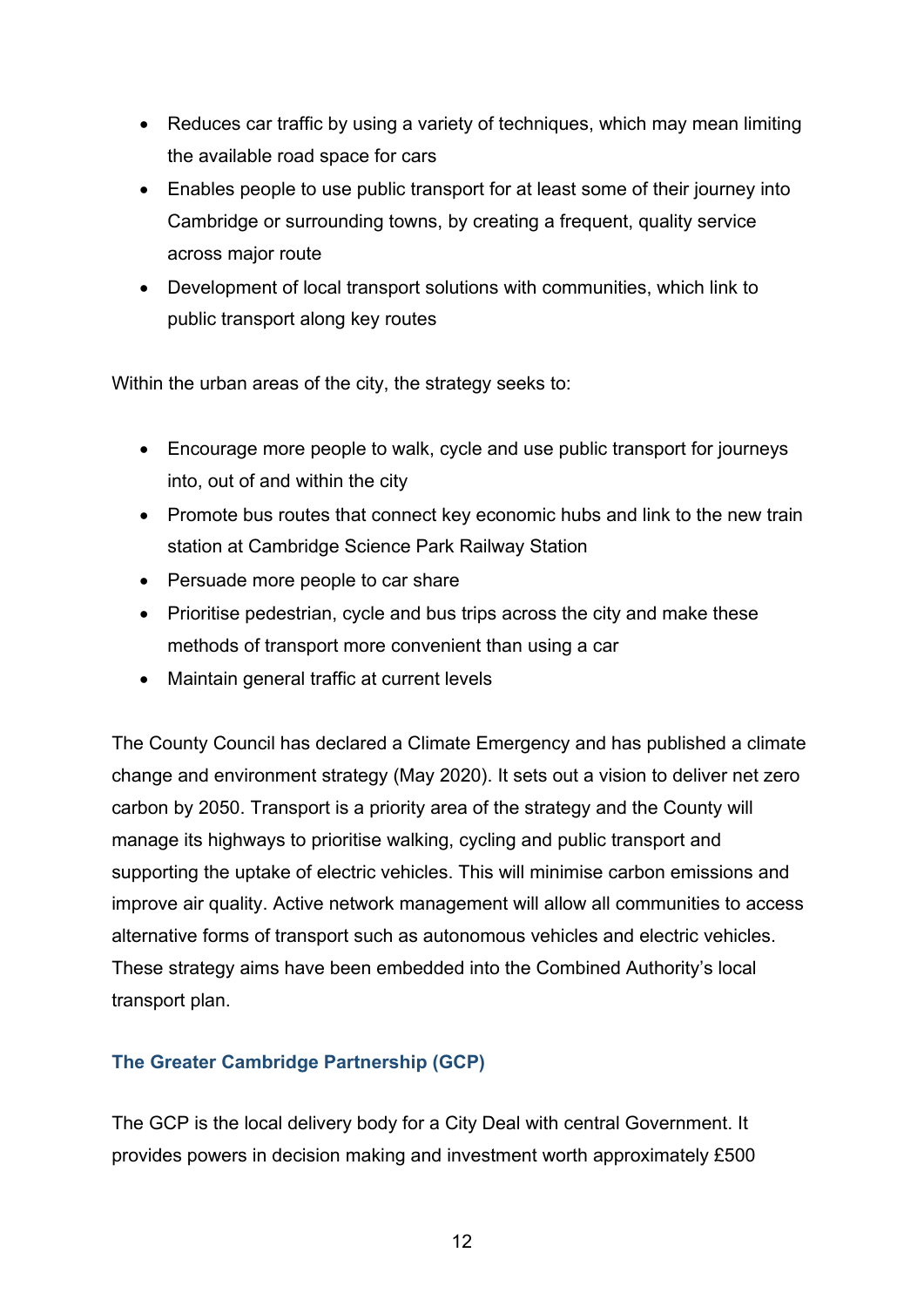- Reduces car traffic by using a variety of techniques, which may mean limiting the available road space for cars
- Enables people to use public transport for at least some of their journey into Cambridge or surrounding towns, by creating a frequent, quality service across major route
- Development of local transport solutions with communities, which link to public transport along key routes

Within the urban areas of the city, the strategy seeks to:

- Encourage more people to walk, cycle and use public transport for journeys into, out of and within the city
- Promote bus routes that connect key economic hubs and link to the new train station at Cambridge Science Park Railway Station
- Persuade more people to car share
- Prioritise pedestrian, cycle and bus trips across the city and make these methods of transport more convenient than using a car
- Maintain general traffic at current levels

The County Council has declared a Climate Emergency and has published a climate change and environment strategy (May 2020). It sets out a vision to deliver net zero carbon by 2050. Transport is a priority area of the strategy and the County will manage its highways to prioritise walking, cycling and public transport and supporting the uptake of electric vehicles. This will minimise carbon emissions and improve air quality. Active network management will allow all communities to access alternative forms of transport such as autonomous vehicles and electric vehicles. These strategy aims have been embedded into the Combined Authority's local transport plan.

### The Greater Cambridge Partnership (GCP)

The GCP is the local delivery body for a City Deal with central Government. It provides powers in decision making and investment worth approximately £500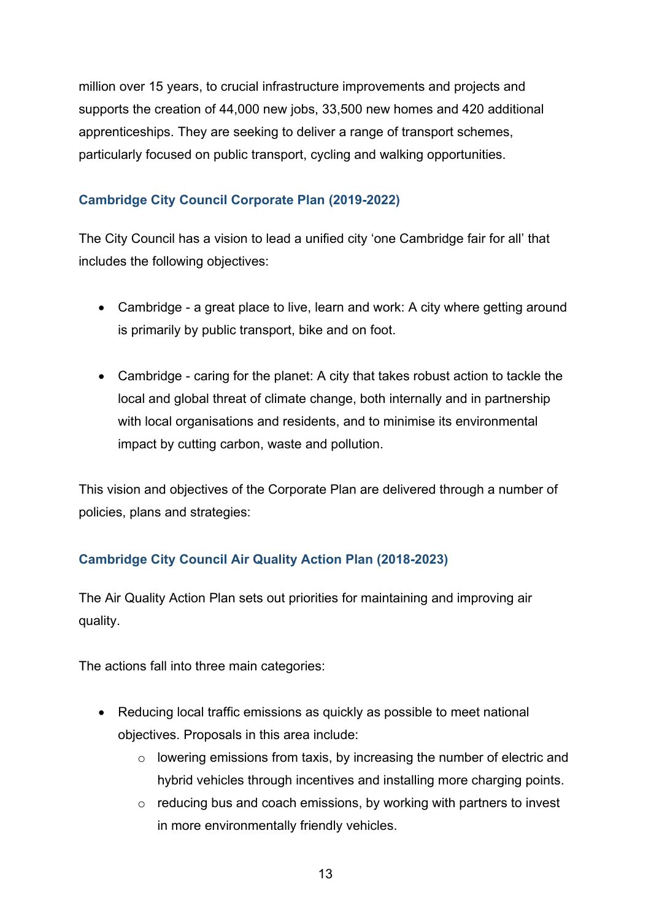million over 15 years, to crucial infrastructure improvements and projects and supports the creation of 44,000 new jobs, 33,500 new homes and 420 additional apprenticeships. They are seeking to deliver a range of transport schemes, particularly focused on public transport, cycling and walking opportunities.

### Cambridge City Council Corporate Plan (2019-2022)

The City Council has a vision to lead a unified city 'one Cambridge fair for all' that includes the following objectives:

- Cambridge - a great place to live, learn and work: A city where getting around is primarily by public transport, bike and on foot.

- Cambridge - caring for the planet: A city that takes robust action to tackle the local and global threat of climate change, both internally and in partnership with local organisations and residents, and to minimise its environmental impact by cutting carbon, waste and pollution.

This vision and objectives of the Corporate Plan are delivered through a number of policies, plans and strategies:

### Cambridge City Council Air Quality Action Plan (2018-2023)

The Air Quality Action Plan sets out priorities for maintaining and improving air quality.

The actions fall into three main categories:

- Reducing local traffic emissions as quickly as possible to meet national objectives. Proposals in this area include:
  - lowering emissions from taxis, by increasing the number of electric and hybrid vehicles through incentives and installing more charging points.
  - reducing bus and coach emissions, by working with partners to invest in more environmentally friendly vehicles.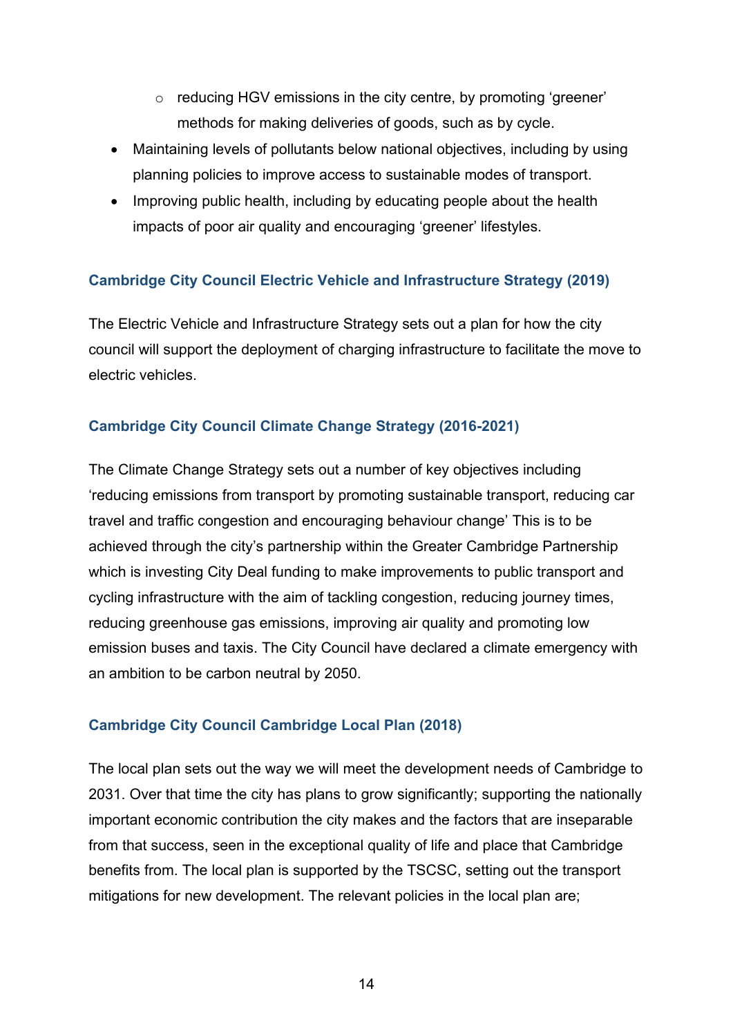- reducing HGV emissions in the city centre, by promoting 'greener' methods for making deliveries of goods, such as by cycle.
- Maintaining levels of pollutants below national objectives, including by using planning policies to improve access to sustainable modes of transport.
- Improving public health, including by educating people about the health impacts of poor air quality and encouraging 'greener' lifestyles.

### Cambridge City Council Electric Vehicle and Infrastructure Strategy (2019)

The Electric Vehicle and Infrastructure Strategy sets out a plan for how the city council will support the deployment of charging infrastructure to facilitate the move to electric vehicles.

### Cambridge City Council Climate Change Strategy (2016-2021)

The Climate Change Strategy sets out a number of key objectives including 'reducing emissions from transport by promoting sustainable transport, reducing car travel and traffic congestion and encouraging behaviour change' This is to be achieved through the city's partnership within the Greater Cambridge Partnership which is investing City Deal funding to make improvements to public transport and cycling infrastructure with the aim of tackling congestion, reducing journey times, reducing greenhouse gas emissions, improving air quality and promoting low emission buses and taxis. The City Council have declared a climate emergency with an ambition to be carbon neutral by 2050.

### Cambridge City Council Cambridge Local Plan (2018)

The local plan sets out the way we will meet the development needs of Cambridge to 2031. Over that time the city has plans to grow significantly; supporting the nationally important economic contribution the city makes and the factors that are inseparable from that success, seen in the exceptional quality of life and place that Cambridge benefits from. The local plan is supported by the TSCSC, setting out the transport mitigations for new development. The relevant policies in the local plan are;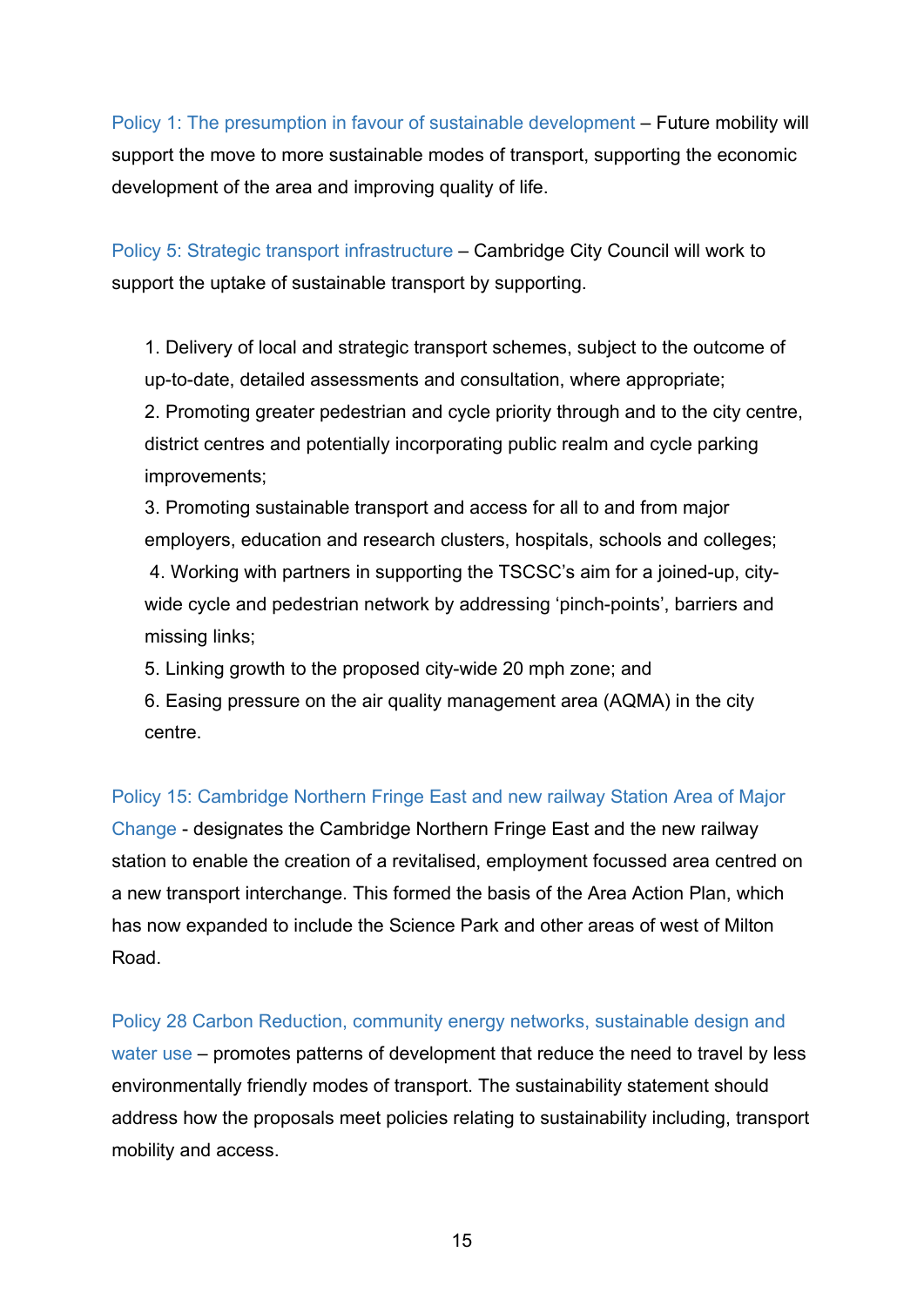Policy 1: The presumption in favour of sustainable development – Future mobility will support the move to more sustainable modes of transport, supporting the economic development of the area and improving quality of life.

Policy 5: Strategic transport infrastructure – Cambridge City Council will work to support the uptake of sustainable transport by supporting.

1. Delivery of local and strategic transport schemes, subject to the outcome of up-to-date, detailed assessments and consultation, where appropriate;
2. Promoting greater pedestrian and cycle priority through and to the city centre, district centres and potentially incorporating public realm and cycle parking improvements;
3. Promoting sustainable transport and access for all to and from major employers, education and research clusters, hospitals, schools and colleges;
4. Working with partners in supporting the TSCSC's aim for a joined-up, city-wide cycle and pedestrian network by addressing 'pinch-points', barriers and missing links;
5. Linking growth to the proposed city-wide 20 mph zone; and
6. Easing pressure on the air quality management area (AQMA) in the city centre.

Policy 15: Cambridge Northern Fringe East and new railway Station Area of Major Change - designates the Cambridge Northern Fringe East and the new railway station to enable the creation of a revitalised, employment focussed area centred on a new transport interchange. This formed the basis of the Area Action Plan, which has now expanded to include the Science Park and other areas of west of Milton Road.

Policy 28 Carbon Reduction, community energy networks, sustainable design and water use – promotes patterns of development that reduce the need to travel by less environmentally friendly modes of transport. The sustainability statement should address how the proposals meet policies relating to sustainability including, transport mobility and access.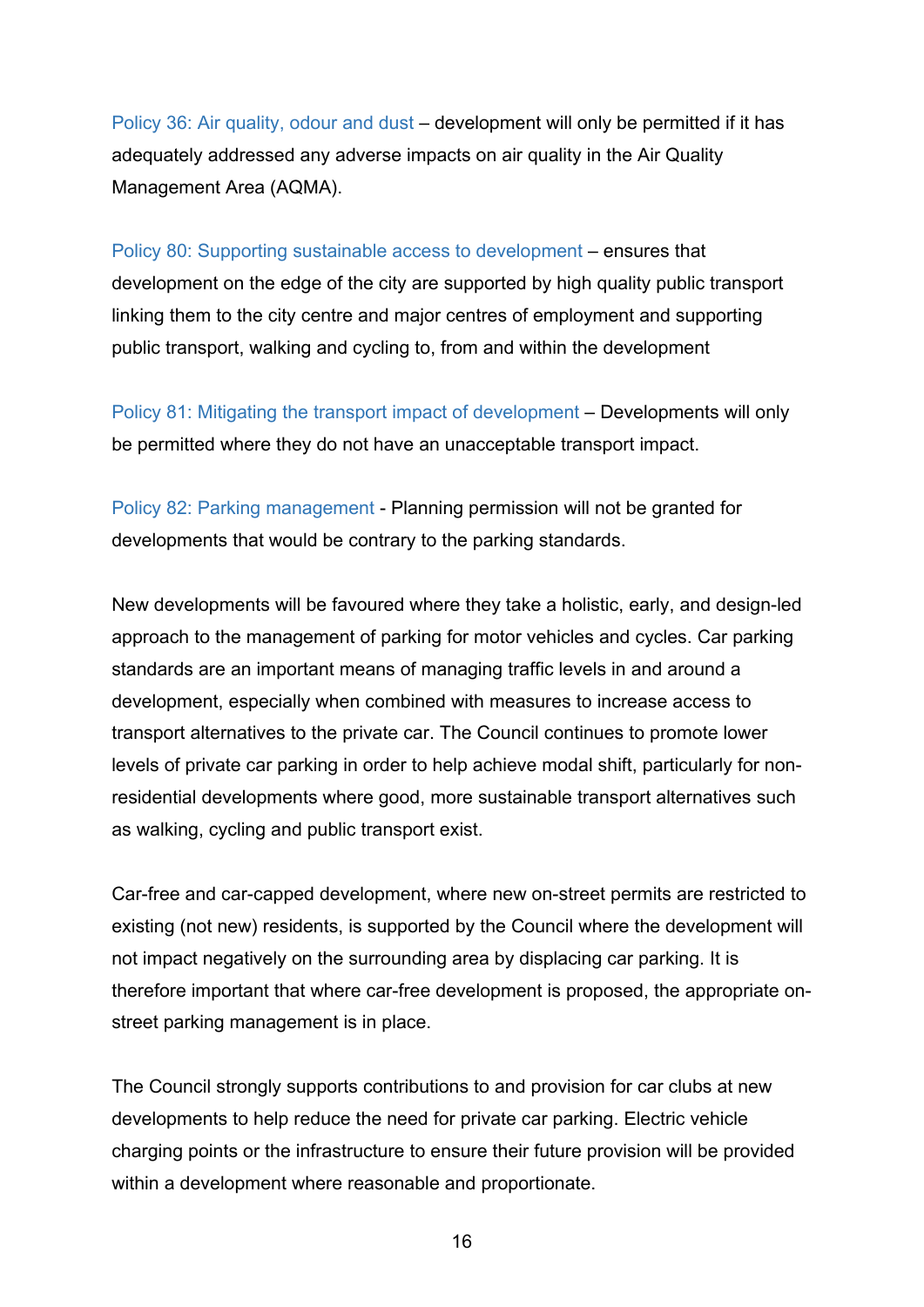Policy 36: Air quality, odour and dust – development will only be permitted if it has adequately addressed any adverse impacts on air quality in the Air Quality Management Area (AQMA).

Policy 80: Supporting sustainable access to development – ensures that development on the edge of the city are supported by high quality public transport linking them to the city centre and major centres of employment and supporting public transport, walking and cycling to, from and within the development

Policy 81: Mitigating the transport impact of development – Developments will only be permitted where they do not have an unacceptable transport impact.

Policy 82: Parking management - Planning permission will not be granted for developments that would be contrary to the parking standards.

New developments will be favoured where they take a holistic, early, and design-led approach to the management of parking for motor vehicles and cycles. Car parking standards are an important means of managing traffic levels in and around a development, especially when combined with measures to increase access to transport alternatives to the private car. The Council continues to promote lower levels of private car parking in order to help achieve modal shift, particularly for non-residential developments where good, more sustainable transport alternatives such as walking, cycling and public transport exist.

Car-free and car-capped development, where new on-street permits are restricted to existing (not new) residents, is supported by the Council where the development will not impact negatively on the surrounding area by displacing car parking. It is therefore important that where car-free development is proposed, the appropriate on-street parking management is in place.

The Council strongly supports contributions to and provision for car clubs at new developments to help reduce the need for private car parking. Electric vehicle charging points or the infrastructure to ensure their future provision will be provided within a development where reasonable and proportionate.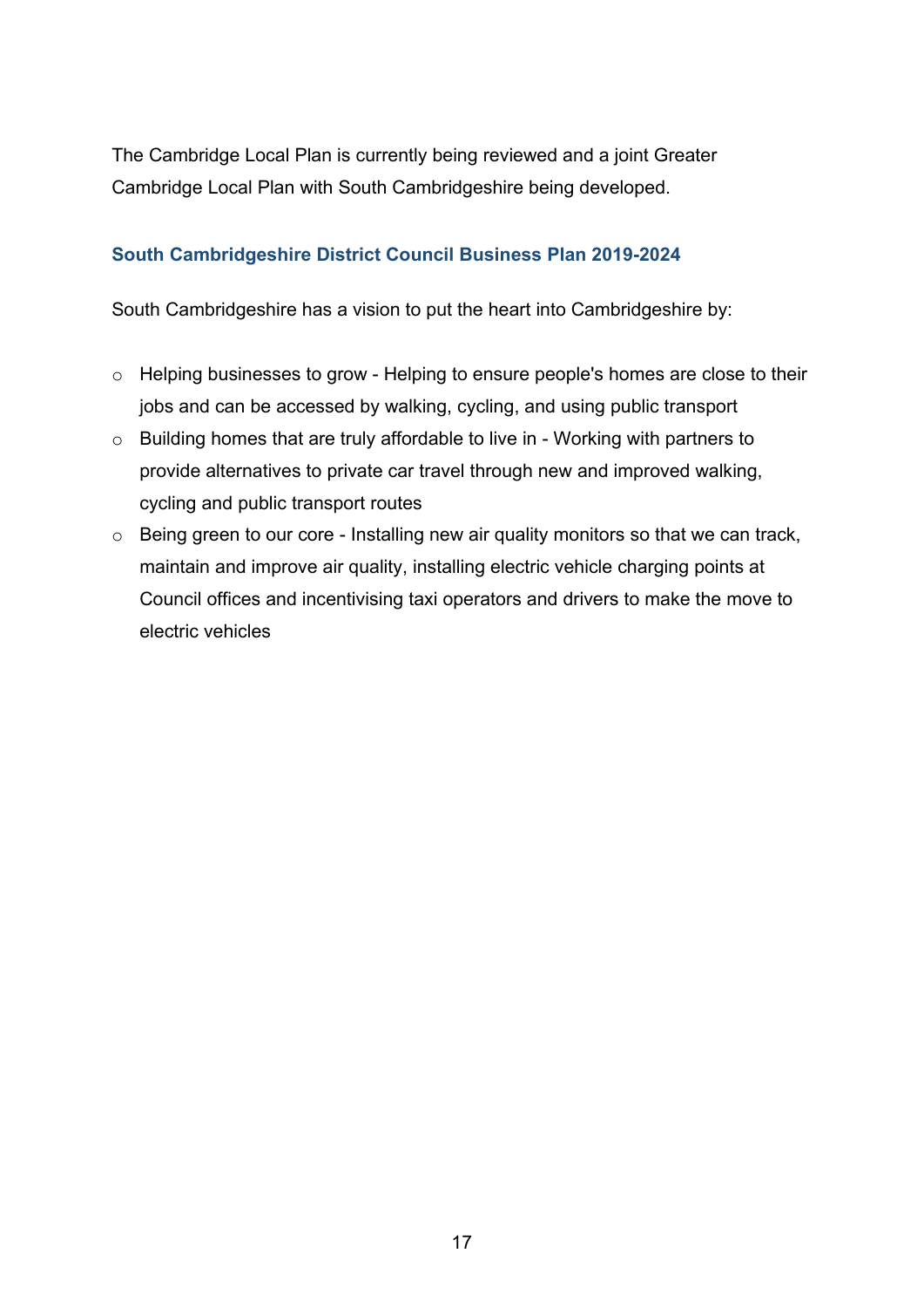The Cambridge Local Plan is currently being reviewed and a joint Greater Cambridge Local Plan with South Cambridgeshire being developed.

### South Cambridgeshire District Council Business Plan 2019-2024

South Cambridgeshire has a vision to put the heart into Cambridgeshire by:

- Helping businesses to grow - Helping to ensure people's homes are close to their jobs and can be accessed by walking, cycling, and using public transport
- Building homes that are truly affordable to live in - Working with partners to provide alternatives to private car travel through new and improved walking, cycling and public transport routes
- Being green to our core - Installing new air quality monitors so that we can track, maintain and improve air quality, installing electric vehicle charging points at Council offices and incentivising taxi operators and drivers to make the move to electric vehicles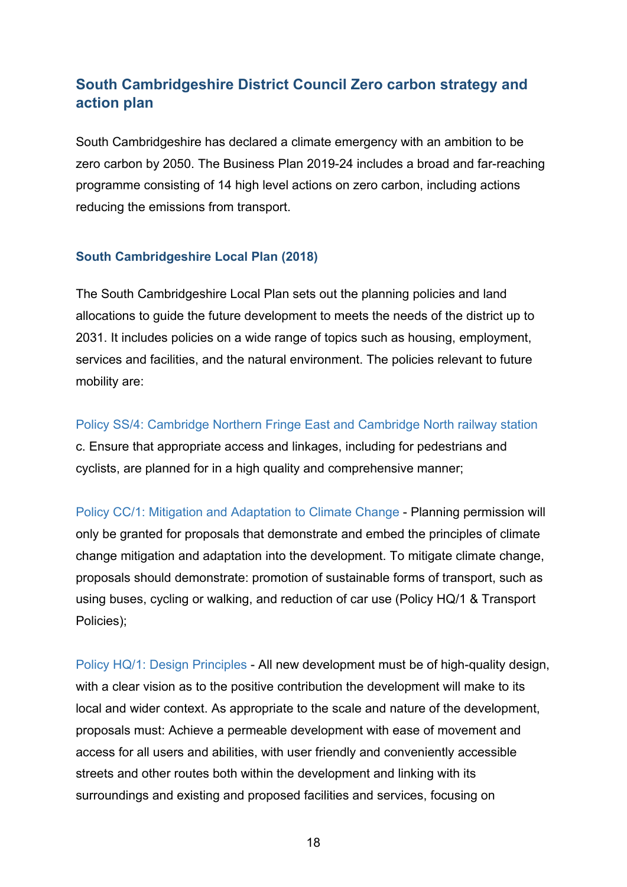## South Cambridgeshire District Council Zero carbon strategy and action plan

South Cambridgeshire has declared a climate emergency with an ambition to be zero carbon by 2050. The Business Plan 2019-24 includes a broad and far-reaching programme consisting of 14 high level actions on zero carbon, including actions reducing the emissions from transport.

### South Cambridgeshire Local Plan (2018)

The South Cambridgeshire Local Plan sets out the planning policies and land allocations to guide the future development to meets the needs of the district up to 2031. It includes policies on a wide range of topics such as housing, employment, services and facilities, and the natural environment. The policies relevant to future mobility are:

Policy SS/4: Cambridge Northern Fringe East and Cambridge North railway station
c. Ensure that appropriate access and linkages, including for pedestrians and cyclists, are planned for in a high quality and comprehensive manner;

Policy CC/1: Mitigation and Adaptation to Climate Change - Planning permission will only be granted for proposals that demonstrate and embed the principles of climate change mitigation and adaptation into the development. To mitigate climate change, proposals should demonstrate: promotion of sustainable forms of transport, such as using buses, cycling or walking, and reduction of car use (Policy HQ/1 & Transport Policies);

Policy HQ/1: Design Principles - All new development must be of high-quality design, with a clear vision as to the positive contribution the development will make to its local and wider context. As appropriate to the scale and nature of the development, proposals must: Achieve a permeable development with ease of movement and access for all users and abilities, with user friendly and conveniently accessible streets and other routes both within the development and linking with its surroundings and existing and proposed facilities and services, focusing on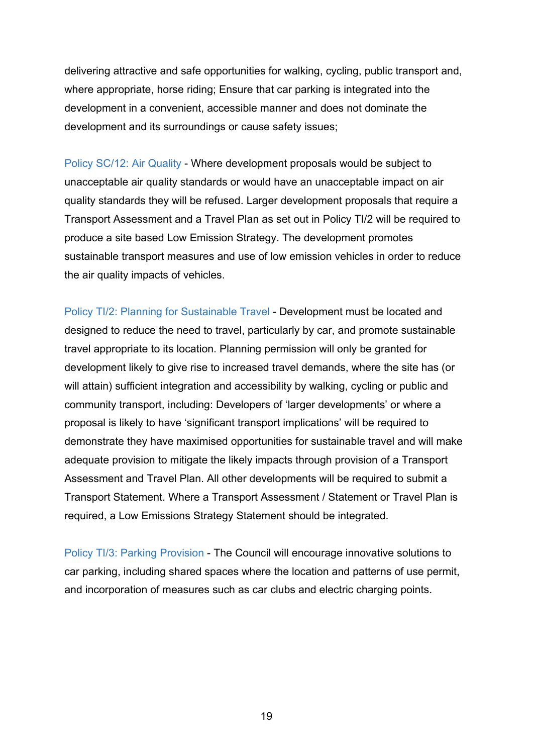delivering attractive and safe opportunities for walking, cycling, public transport and, where appropriate, horse riding; Ensure that car parking is integrated into the development in a convenient, accessible manner and does not dominate the development and its surroundings or cause safety issues;

Policy SC/12: Air Quality - Where development proposals would be subject to unacceptable air quality standards or would have an unacceptable impact on air quality standards they will be refused. Larger development proposals that require a Transport Assessment and a Travel Plan as set out in Policy TI/2 will be required to produce a site based Low Emission Strategy. The development promotes sustainable transport measures and use of low emission vehicles in order to reduce the air quality impacts of vehicles.

Policy TI/2: Planning for Sustainable Travel - Development must be located and designed to reduce the need to travel, particularly by car, and promote sustainable travel appropriate to its location. Planning permission will only be granted for development likely to give rise to increased travel demands, where the site has (or will attain) sufficient integration and accessibility by walking, cycling or public and community transport, including: Developers of 'larger developments' or where a proposal is likely to have 'significant transport implications' will be required to demonstrate they have maximised opportunities for sustainable travel and will make adequate provision to mitigate the likely impacts through provision of a Transport Assessment and Travel Plan. All other developments will be required to submit a Transport Statement. Where a Transport Assessment / Statement or Travel Plan is required, a Low Emissions Strategy Statement should be integrated.

Policy TI/3: Parking Provision - The Council will encourage innovative solutions to car parking, including shared spaces where the location and patterns of use permit, and incorporation of measures such as car clubs and electric charging points.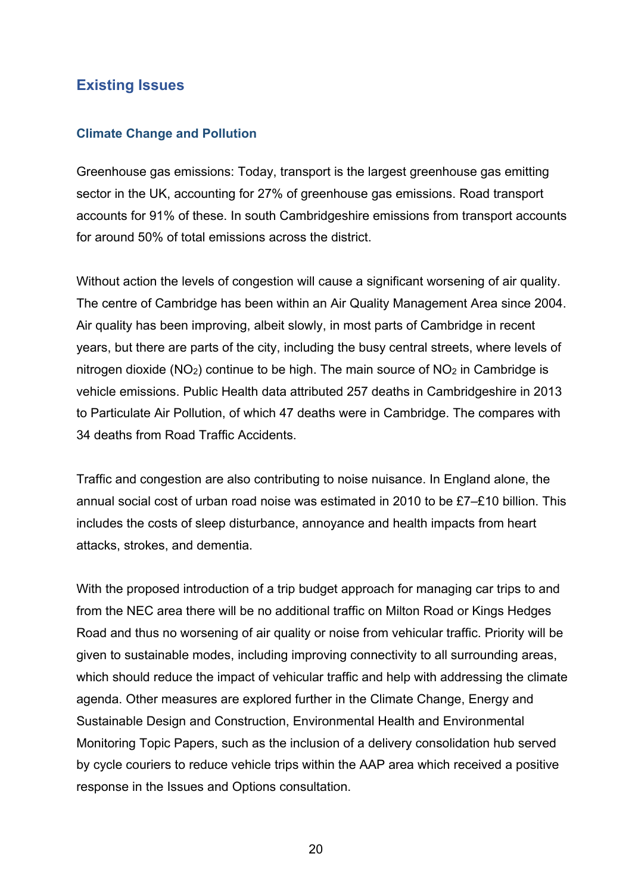## Existing Issues

### Climate Change and Pollution

Greenhouse gas emissions: Today, transport is the largest greenhouse gas emitting sector in the UK, accounting for 27% of greenhouse gas emissions. Road transport accounts for 91% of these. In south Cambridgeshire emissions from transport accounts for around 50% of total emissions across the district.

Without action the levels of congestion will cause a significant worsening of air quality. The centre of Cambridge has been within an Air Quality Management Area since 2004. Air quality has been improving, albeit slowly, in most parts of Cambridge in recent years, but there are parts of the city, including the busy central streets, where levels of nitrogen dioxide ($NO_2$) continue to be high. The main source of $NO_2$ in Cambridge is vehicle emissions. Public Health data attributed 257 deaths in Cambridgeshire in 2013 to Particulate Air Pollution, of which 47 deaths were in Cambridge. The compares with 34 deaths from Road Traffic Accidents.

Traffic and congestion are also contributing to noise nuisance. In England alone, the annual social cost of urban road noise was estimated in 2010 to be £7–£10 billion. This includes the costs of sleep disturbance, annoyance and health impacts from heart attacks, strokes, and dementia.

With the proposed introduction of a trip budget approach for managing car trips to and from the NEC area there will be no additional traffic on Milton Road or Kings Hedges Road and thus no worsening of air quality or noise from vehicular traffic. Priority will be given to sustainable modes, including improving connectivity to all surrounding areas, which should reduce the impact of vehicular traffic and help with addressing the climate agenda. Other measures are explored further in the Climate Change, Energy and Sustainable Design and Construction, Environmental Health and Environmental Monitoring Topic Papers, such as the inclusion of a delivery consolidation hub served by cycle couriers to reduce vehicle trips within the AAP area which received a positive response in the Issues and Options consultation.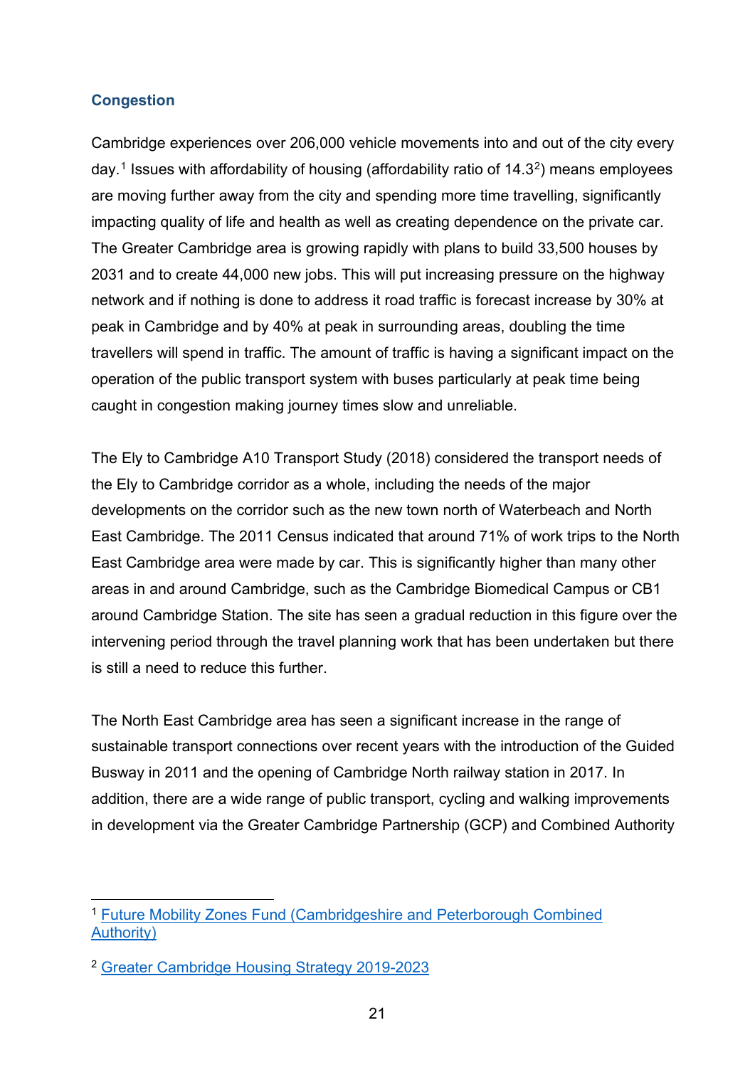### Congestion

Cambridge experiences over 206,000 vehicle movements into and out of the city every day.[1] Issues with affordability of housing (affordability ratio of 14.3[2]) means employees are moving further away from the city and spending more time travelling, significantly impacting quality of life and health as well as creating dependence on the private car. The Greater Cambridge area is growing rapidly with plans to build 33,500 houses by 2031 and to create 44,000 new jobs. This will put increasing pressure on the highway network and if nothing is done to address it road traffic is forecast increase by 30% at peak in Cambridge and by 40% at peak in surrounding areas, doubling the time travellers will spend in traffic. The amount of traffic is having a significant impact on the operation of the public transport system with buses particularly at peak time being caught in congestion making journey times slow and unreliable.

The Ely to Cambridge A10 Transport Study (2018) considered the transport needs of the Ely to Cambridge corridor as a whole, including the needs of the major developments on the corridor such as the new town north of Waterbeach and North East Cambridge. The 2011 Census indicated that around 71% of work trips to the North East Cambridge area were made by car. This is significantly higher than many other areas in and around Cambridge, such as the Cambridge Biomedical Campus or CB1 around Cambridge Station. The site has seen a gradual reduction in this figure over the intervening period through the travel planning work that has been undertaken but there is still a need to reduce this further.

The North East Cambridge area has seen a significant increase in the range of sustainable transport connections over recent years with the introduction of the Guided Busway in 2011 and the opening of Cambridge North railway station in 2017. In addition, there are a wide range of public transport, cycling and walking improvements in development via the Greater Cambridge Partnership (GCP) and Combined Authority

---

[1] Future Mobility Zones Fund (Cambridgeshire and Peterborough Combined Authority)

[2] Greater Cambridge Housing Strategy 2019-2023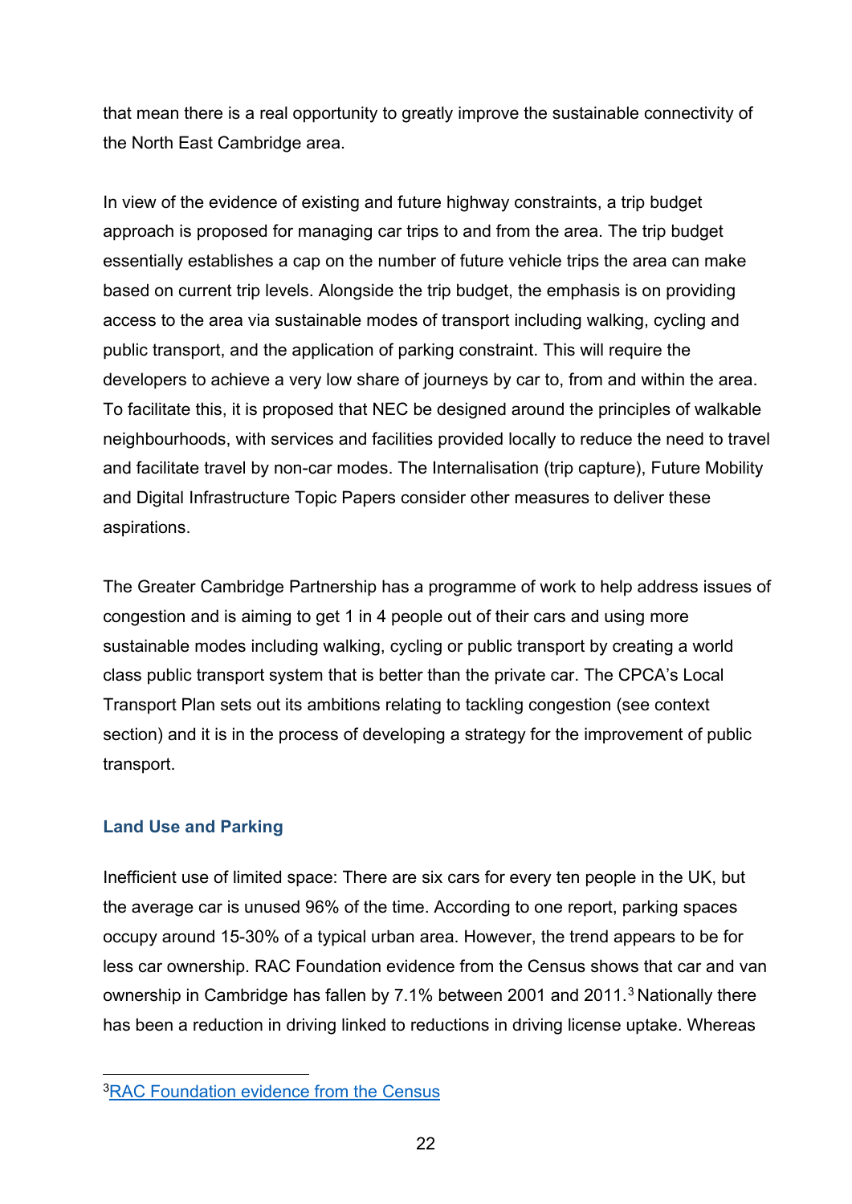that mean there is a real opportunity to greatly improve the sustainable connectivity of the North East Cambridge area.

In view of the evidence of existing and future highway constraints, a trip budget approach is proposed for managing car trips to and from the area. The trip budget essentially establishes a cap on the number of future vehicle trips the area can make based on current trip levels. Alongside the trip budget, the emphasis is on providing access to the area via sustainable modes of transport including walking, cycling and public transport, and the application of parking constraint. This will require the developers to achieve a very low share of journeys by car to, from and within the area. To facilitate this, it is proposed that NEC be designed around the principles of walkable neighbourhoods, with services and facilities provided locally to reduce the need to travel and facilitate travel by non-car modes. The Internalisation (trip capture), Future Mobility and Digital Infrastructure Topic Papers consider other measures to deliver these aspirations.

The Greater Cambridge Partnership has a programme of work to help address issues of congestion and is aiming to get 1 in 4 people out of their cars and using more sustainable modes including walking, cycling or public transport by creating a world class public transport system that is better than the private car. The CPCA's Local Transport Plan sets out its ambitions relating to tackling congestion (see context section) and it is in the process of developing a strategy for the improvement of public transport.

### Land Use and Parking

Inefficient use of limited space: There are six cars for every ten people in the UK, but the average car is unused 96% of the time. According to one report, parking spaces occupy around 15-30% of a typical urban area. However, the trend appears to be for less car ownership. RAC Foundation evidence from the Census shows that car and van ownership in Cambridge has fallen by 7.1% between 2001 and 2011.[3] Nationally there has been a reduction in driving linked to reductions in driving license uptake. Whereas

[3] RAC Foundation evidence from the Census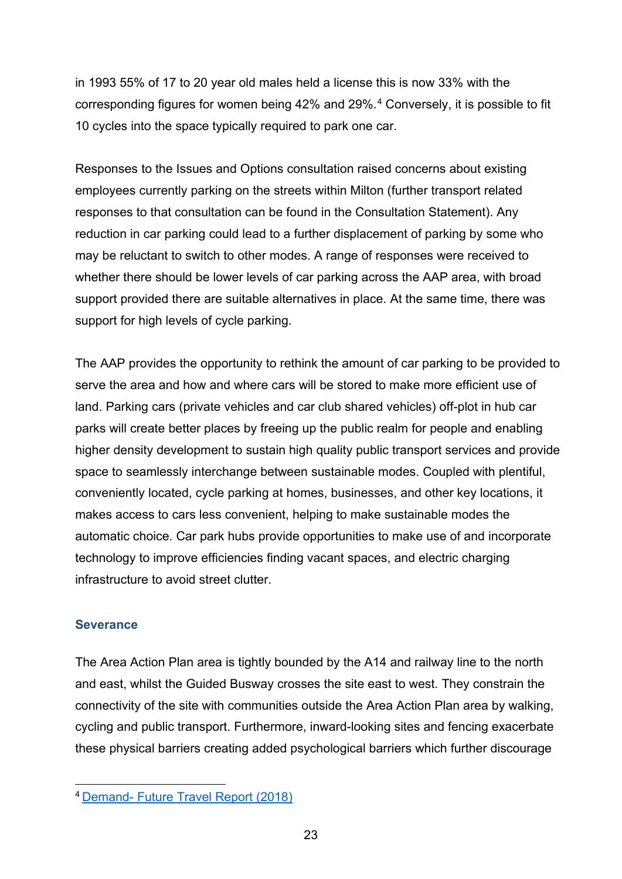in 1993 55% of 17 to 20 year old males held a license this is now 33% with the corresponding figures for women being 42% and 29%.[4] Conversely, it is possible to fit 10 cycles into the space typically required to park one car.

Responses to the Issues and Options consultation raised concerns about existing employees currently parking on the streets within Milton (further transport related responses to that consultation can be found in the Consultation Statement). Any reduction in car parking could lead to a further displacement of parking by some who may be reluctant to switch to other modes. A range of responses were received to whether there should be lower levels of car parking across the AAP area, with broad support provided there are suitable alternatives in place. At the same time, there was support for high levels of cycle parking.

The AAP provides the opportunity to rethink the amount of car parking to be provided to serve the area and how and where cars will be stored to make more efficient use of land. Parking cars (private vehicles and car club shared vehicles) off-plot in hub car parks will create better places by freeing up the public realm for people and enabling higher density development to sustain high quality public transport services and provide space to seamlessly interchange between sustainable modes. Coupled with plentiful, conveniently located, cycle parking at homes, businesses, and other key locations, it makes access to cars less convenient, helping to make sustainable modes the automatic choice. Car park hubs provide opportunities to make use of and incorporate technology to improve efficiencies finding vacant spaces, and electric charging infrastructure to avoid street clutter.

### Severance

The Area Action Plan area is tightly bounded by the A14 and railway line to the north and east, whilst the Guided Busway crosses the site east to west. They constrain the connectivity of the site with communities outside the Area Action Plan area by walking, cycling and public transport. Furthermore, inward-looking sites and fencing exacerbate these physical barriers creating added psychological barriers which further discourage

[4] Demand- Future Travel Report (2018)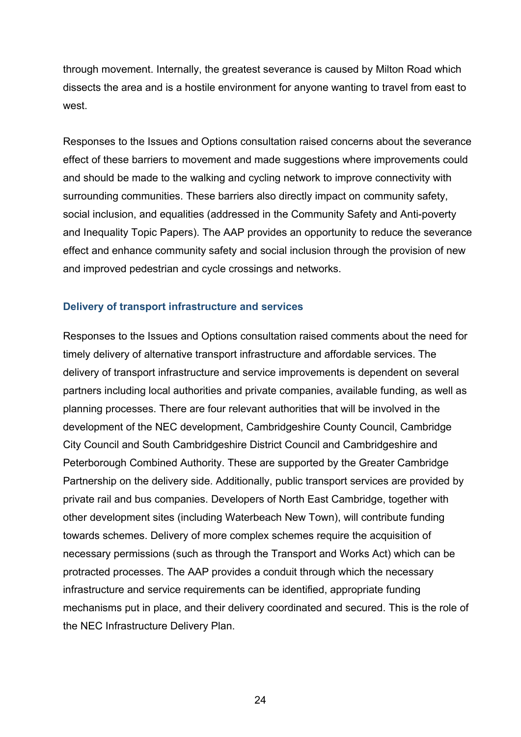through movement. Internally, the greatest severance is caused by Milton Road which dissects the area and is a hostile environment for anyone wanting to travel from east to west.

Responses to the Issues and Options consultation raised concerns about the severance effect of these barriers to movement and made suggestions where improvements could and should be made to the walking and cycling network to improve connectivity with surrounding communities. These barriers also directly impact on community safety, social inclusion, and equalities (addressed in the Community Safety and Anti-poverty and Inequality Topic Papers). The AAP provides an opportunity to reduce the severance effect and enhance community safety and social inclusion through the provision of new and improved pedestrian and cycle crossings and networks.

### Delivery of transport infrastructure and services

Responses to the Issues and Options consultation raised comments about the need for timely delivery of alternative transport infrastructure and affordable services. The delivery of transport infrastructure and service improvements is dependent on several partners including local authorities and private companies, available funding, as well as planning processes. There are four relevant authorities that will be involved in the development of the NEC development, Cambridgeshire County Council, Cambridge City Council and South Cambridgeshire District Council and Cambridgeshire and Peterborough Combined Authority. These are supported by the Greater Cambridge Partnership on the delivery side. Additionally, public transport services are provided by private rail and bus companies. Developers of North East Cambridge, together with other development sites (including Waterbeach New Town), will contribute funding towards schemes. Delivery of more complex schemes require the acquisition of necessary permissions (such as through the Transport and Works Act) which can be protracted processes. The AAP provides a conduit through which the necessary infrastructure and service requirements can be identified, appropriate funding mechanisms put in place, and their delivery coordinated and secured. This is the role of the NEC Infrastructure Delivery Plan.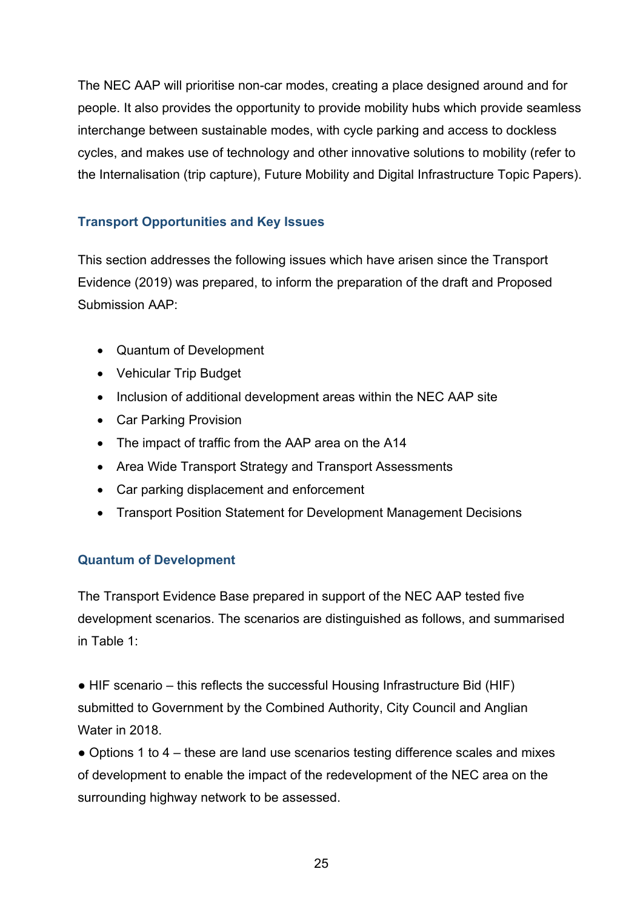The NEC AAP will prioritise non-car modes, creating a place designed around and for people. It also provides the opportunity to provide mobility hubs which provide seamless interchange between sustainable modes, with cycle parking and access to dockless cycles, and makes use of technology and other innovative solutions to mobility (refer to the Internalisation (trip capture), Future Mobility and Digital Infrastructure Topic Papers).

### Transport Opportunities and Key Issues

This section addresses the following issues which have arisen since the Transport Evidence (2019) was prepared, to inform the preparation of the draft and Proposed Submission AAP:

- Quantum of Development
- Vehicular Trip Budget
- Inclusion of additional development areas within the NEC AAP site
- Car Parking Provision
- The impact of traffic from the AAP area on the A14
- Area Wide Transport Strategy and Transport Assessments
- Car parking displacement and enforcement
- Transport Position Statement for Development Management Decisions

### Quantum of Development

The Transport Evidence Base prepared in support of the NEC AAP tested five development scenarios. The scenarios are distinguished as follows, and summarised in Table 1:

- HIF scenario – this reflects the successful Housing Infrastructure Bid (HIF) submitted to Government by the Combined Authority, City Council and Anglian Water in 2018.
- Options 1 to 4 – these are land use scenarios testing difference scales and mixes of development to enable the impact of the redevelopment of the NEC area on the surrounding highway network to be assessed.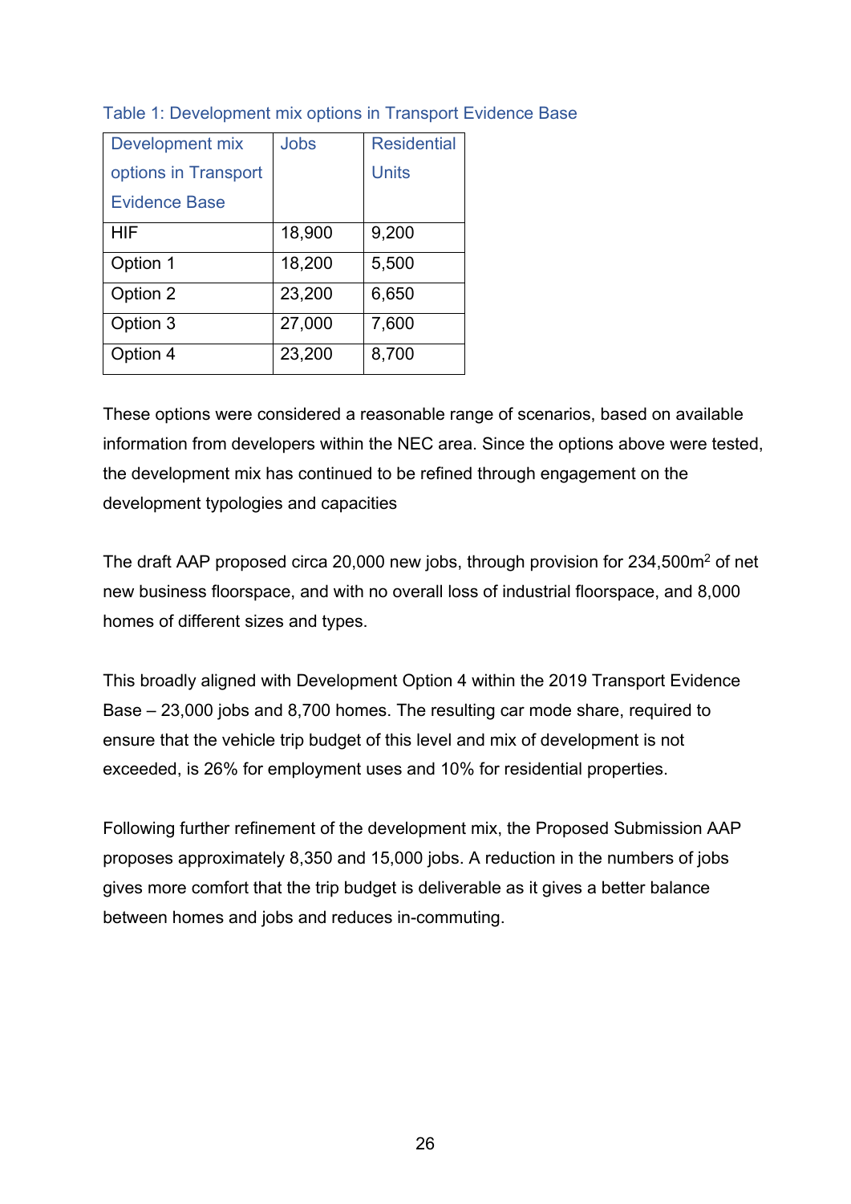Table 1: Development mix options in Transport Evidence Base

| Development mix options in Transport Evidence Base | Jobs | Residential Units |
|---|---|---|
| HIF | 18,900 | 9,200 |
| Option 1 | 18,200 | 5,500 |
| Option 2 | 23,200 | 6,650 |
| Option 3 | 27,000 | 7,600 |
| Option 4 | 23,200 | 8,700 |

These options were considered a reasonable range of scenarios, based on available information from developers within the NEC area. Since the options above were tested, the development mix has continued to be refined through engagement on the development typologies and capacities

The draft AAP proposed circa 20,000 new jobs, through provision for 234,500m$^2$ of net new business floorspace, and with no overall loss of industrial floorspace, and 8,000 homes of different sizes and types.

This broadly aligned with Development Option 4 within the 2019 Transport Evidence Base – 23,000 jobs and 8,700 homes. The resulting car mode share, required to ensure that the vehicle trip budget of this level and mix of development is not exceeded, is 26% for employment uses and 10% for residential properties.

Following further refinement of the development mix, the Proposed Submission AAP proposes approximately 8,350 and 15,000 jobs. A reduction in the numbers of jobs gives more comfort that the trip budget is deliverable as it gives a better balance between homes and jobs and reduces in-commuting.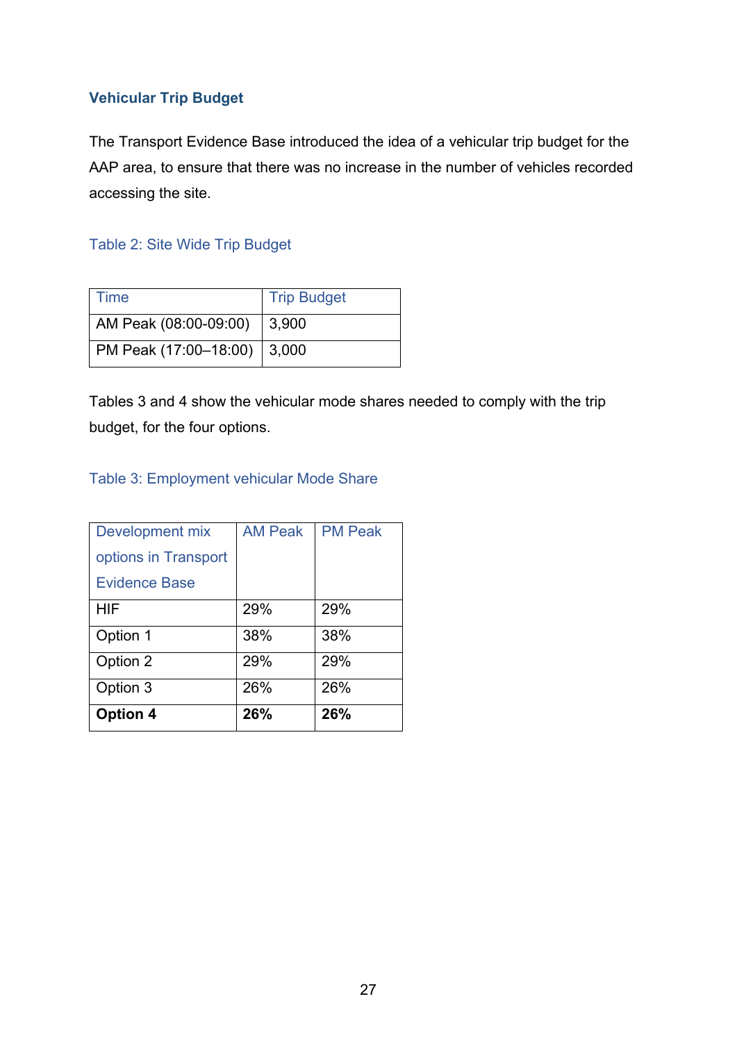### Vehicular Trip Budget

The Transport Evidence Base introduced the idea of a vehicular trip budget for the AAP area, to ensure that there was no increase in the number of vehicles recorded accessing the site.

Table 2: Site Wide Trip Budget

| Time | Trip Budget |
|---|---|
| AM Peak (08:00-09:00) | 3,900 |
| PM Peak (17:00–18:00) | 3,000 |

Tables 3 and 4 show the vehicular mode shares needed to comply with the trip budget, for the four options.

Table 3: Employment vehicular Mode Share

| Development mix options in Transport Evidence Base | AM Peak | PM Peak |
|---|---|---|
| HIF | 29% | 29% |
| Option 1 | 38% | 38% |
| Option 2 | 29% | 29% |
| Option 3 | 26% | 26% |
| **Option 4** | **26%** | **26%** |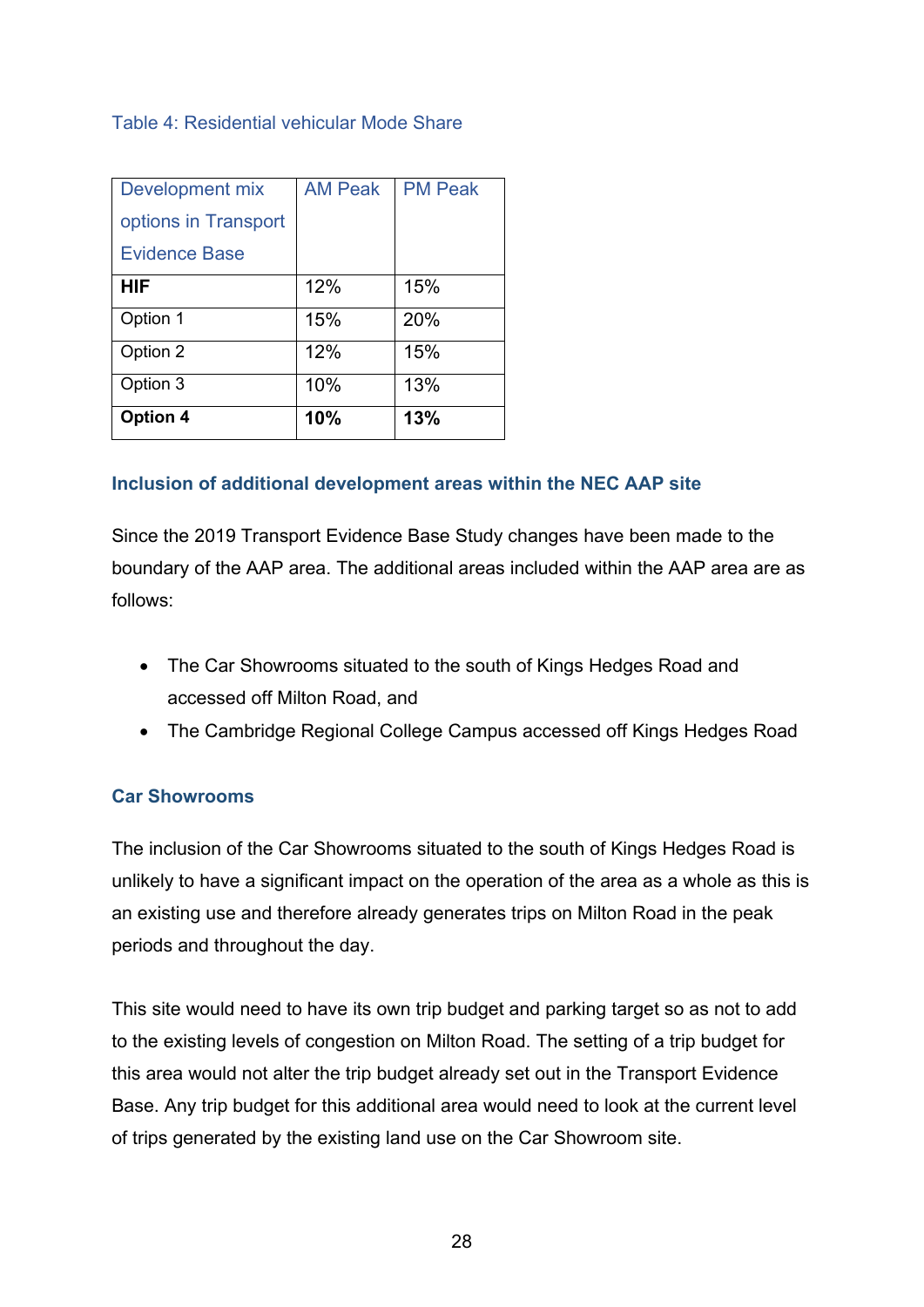Table 4: Residential vehicular Mode Share

| Development mix options in Transport Evidence Base | AM Peak | PM Peak |
|---|---|---|
| **HIF** | 12% | 15% |
| Option 1 | 15% | 20% |
| Option 2 | 12% | 15% |
| Option 3 | 10% | 13% |
| **Option 4** | **10%** | **13%** |

### Inclusion of additional development areas within the NEC AAP site

Since the 2019 Transport Evidence Base Study changes have been made to the boundary of the AAP area. The additional areas included within the AAP area are as follows:

- The Car Showrooms situated to the south of Kings Hedges Road and accessed off Milton Road, and
- The Cambridge Regional College Campus accessed off Kings Hedges Road

### Car Showrooms

The inclusion of the Car Showrooms situated to the south of Kings Hedges Road is unlikely to have a significant impact on the operation of the area as a whole as this is an existing use and therefore already generates trips on Milton Road in the peak periods and throughout the day.

This site would need to have its own trip budget and parking target so as not to add to the existing levels of congestion on Milton Road. The setting of a trip budget for this area would not alter the trip budget already set out in the Transport Evidence Base. Any trip budget for this additional area would need to look at the current level of trips generated by the existing land use on the Car Showroom site.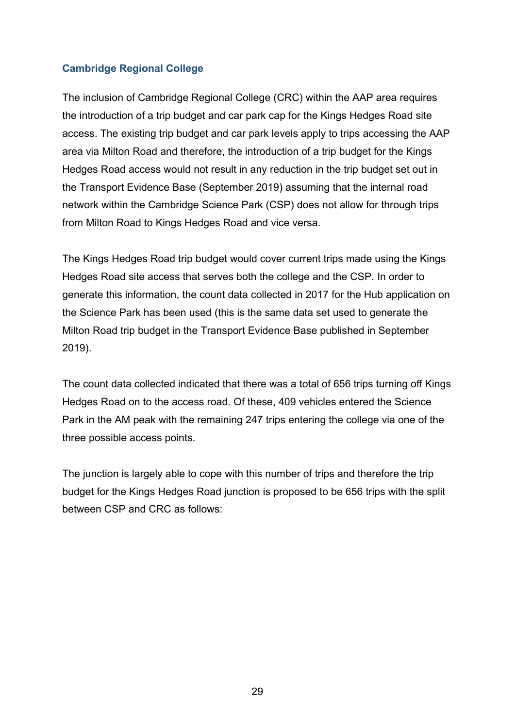### Cambridge Regional College

The inclusion of Cambridge Regional College (CRC) within the AAP area requires the introduction of a trip budget and car park cap for the Kings Hedges Road site access. The existing trip budget and car park levels apply to trips accessing the AAP area via Milton Road and therefore, the introduction of a trip budget for the Kings Hedges Road access would not result in any reduction in the trip budget set out in the Transport Evidence Base (September 2019) assuming that the internal road network within the Cambridge Science Park (CSP) does not allow for through trips from Milton Road to Kings Hedges Road and vice versa.

The Kings Hedges Road trip budget would cover current trips made using the Kings Hedges Road site access that serves both the college and the CSP. In order to generate this information, the count data collected in 2017 for the Hub application on the Science Park has been used (this is the same data set used to generate the Milton Road trip budget in the Transport Evidence Base published in September 2019).

The count data collected indicated that there was a total of 656 trips turning off Kings Hedges Road on to the access road. Of these, 409 vehicles entered the Science Park in the AM peak with the remaining 247 trips entering the college via one of the three possible access points.

The junction is largely able to cope with this number of trips and therefore the trip budget for the Kings Hedges Road junction is proposed to be 656 trips with the split between CSP and CRC as follows: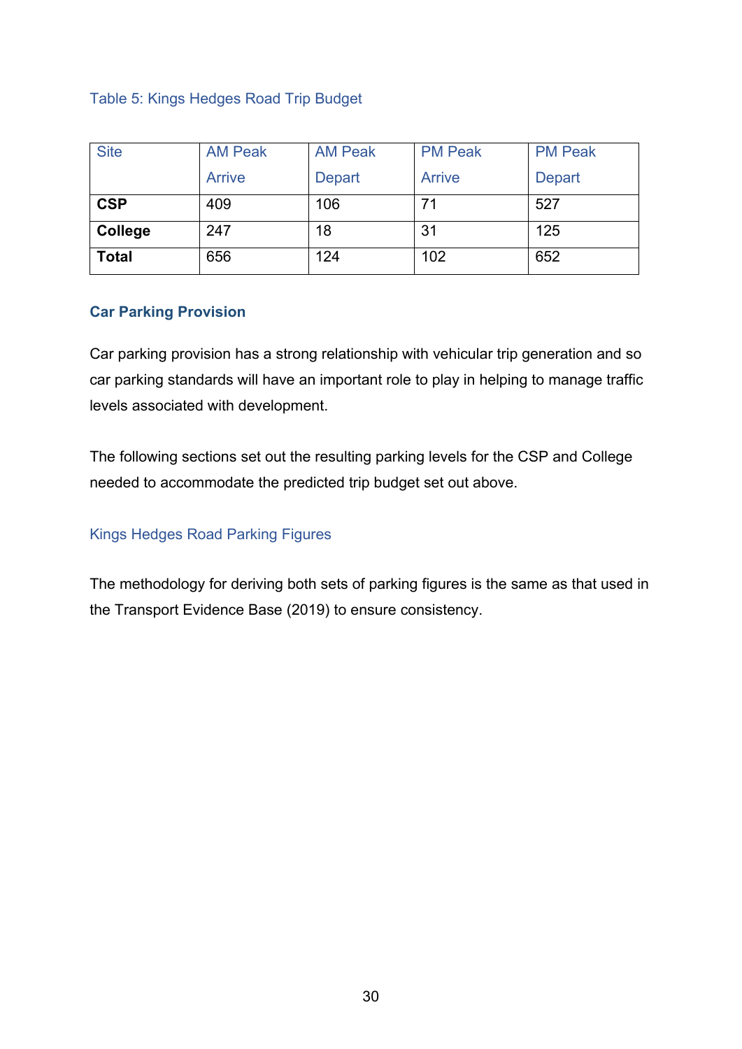Table 5: Kings Hedges Road Trip Budget

| Site | AM Peak Arrive | AM Peak Depart | PM Peak Arrive | PM Peak Depart |
|---|---|---|---|---|
| **CSP** | 409 | 106 | 71 | 527 |
| **College** | 247 | 18 | 31 | 125 |
| **Total** | 656 | 124 | 102 | 652 |

## Car Parking Provision

Car parking provision has a strong relationship with vehicular trip generation and so car parking standards will have an important role to play in helping to manage traffic levels associated with development.

The following sections set out the resulting parking levels for the CSP and College needed to accommodate the predicted trip budget set out above.

### Kings Hedges Road Parking Figures

The methodology for deriving both sets of parking figures is the same as that used in the Transport Evidence Base (2019) to ensure consistency.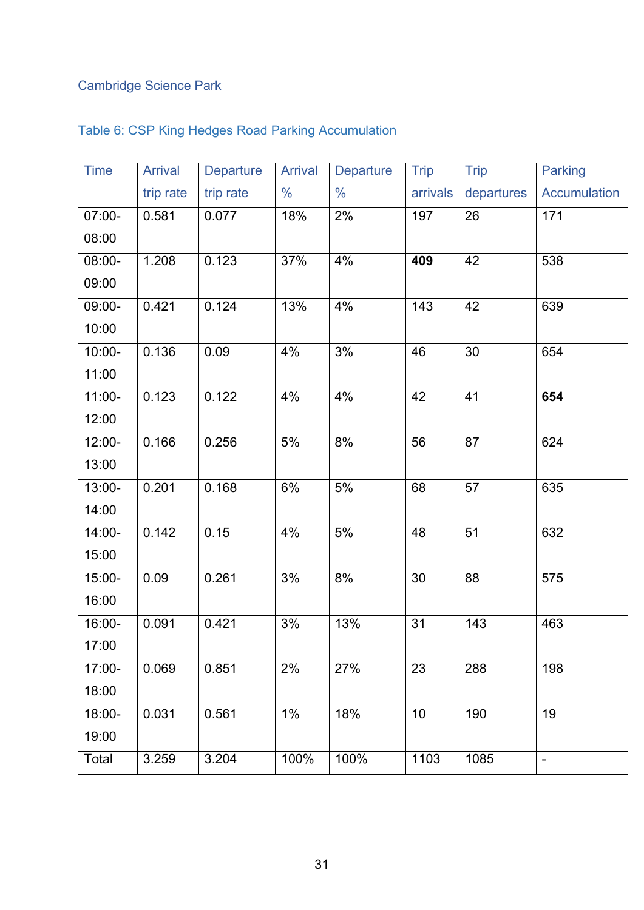Cambridge Science Park

Table 6: CSP King Hedges Road Parking Accumulation

| Time | Arrival trip rate | Departure trip rate | Arrival % | Departure % | Trip arrivals | Trip departures | Parking Accumulation |
|---|---|---|---|---|---|---|---|
| 07:00-08:00 | 0.581 | 0.077 | 18% | 2% | 197 | 26 | 171 |
| 08:00-09:00 | 1.208 | 0.123 | 37% | 4% | **409** | 42 | 538 |
| 09:00-10:00 | 0.421 | 0.124 | 13% | 4% | 143 | 42 | 639 |
| 10:00-11:00 | 0.136 | 0.09 | 4% | 3% | 46 | 30 | 654 |
| 11:00-12:00 | 0.123 | 0.122 | 4% | 4% | 42 | 41 | **654** |
| 12:00-13:00 | 0.166 | 0.256 | 5% | 8% | 56 | 87 | 624 |
| 13:00-14:00 | 0.201 | 0.168 | 6% | 5% | 68 | 57 | 635 |
| 14:00-15:00 | 0.142 | 0.15 | 4% | 5% | 48 | 51 | 632 |
| 15:00-16:00 | 0.09 | 0.261 | 3% | 8% | 30 | 88 | 575 |
| 16:00-17:00 | 0.091 | 0.421 | 3% | 13% | 31 | 143 | 463 |
| 17:00-18:00 | 0.069 | 0.851 | 2% | 27% | 23 | 288 | 198 |
| 18:00-19:00 | 0.031 | 0.561 | 1% | 18% | 10 | 190 | 19 |
| Total | 3.259 | 3.204 | 100% | 100% | 1103 | 1085 | - |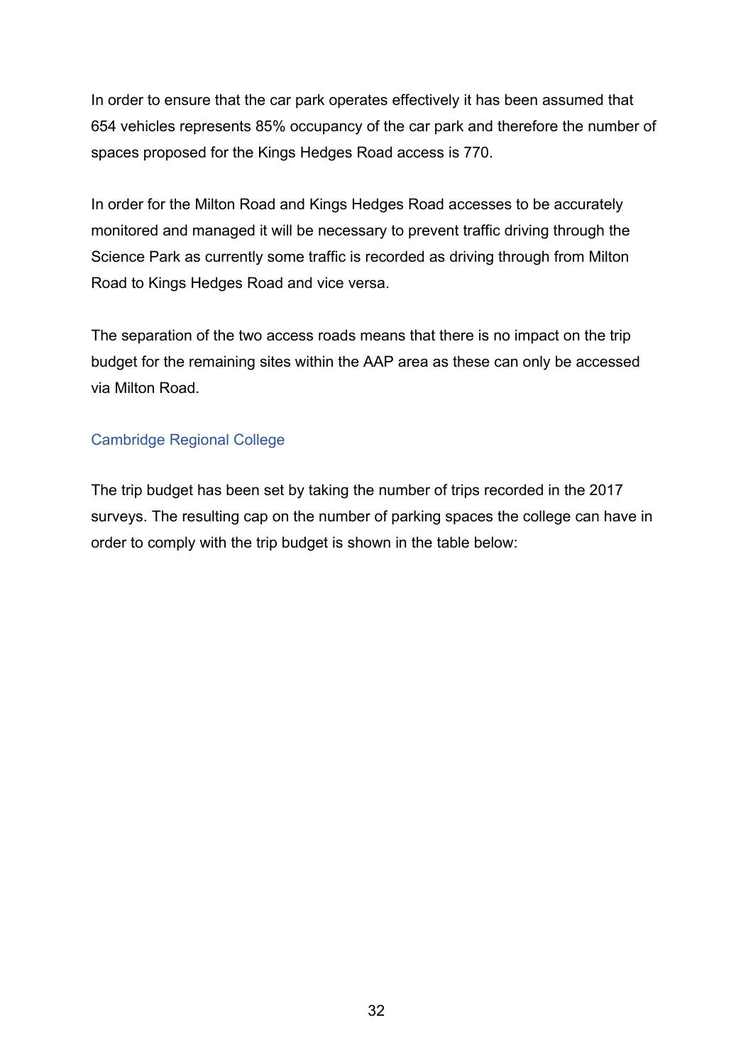In order to ensure that the car park operates effectively it has been assumed that 654 vehicles represents 85% occupancy of the car park and therefore the number of spaces proposed for the Kings Hedges Road access is 770.

In order for the Milton Road and Kings Hedges Road accesses to be accurately monitored and managed it will be necessary to prevent traffic driving through the Science Park as currently some traffic is recorded as driving through from Milton Road to Kings Hedges Road and vice versa.

The separation of the two access roads means that there is no impact on the trip budget for the remaining sites within the AAP area as these can only be accessed via Milton Road.

### Cambridge Regional College

The trip budget has been set by taking the number of trips recorded in the 2017 surveys. The resulting cap on the number of parking spaces the college can have in order to comply with the trip budget is shown in the table below: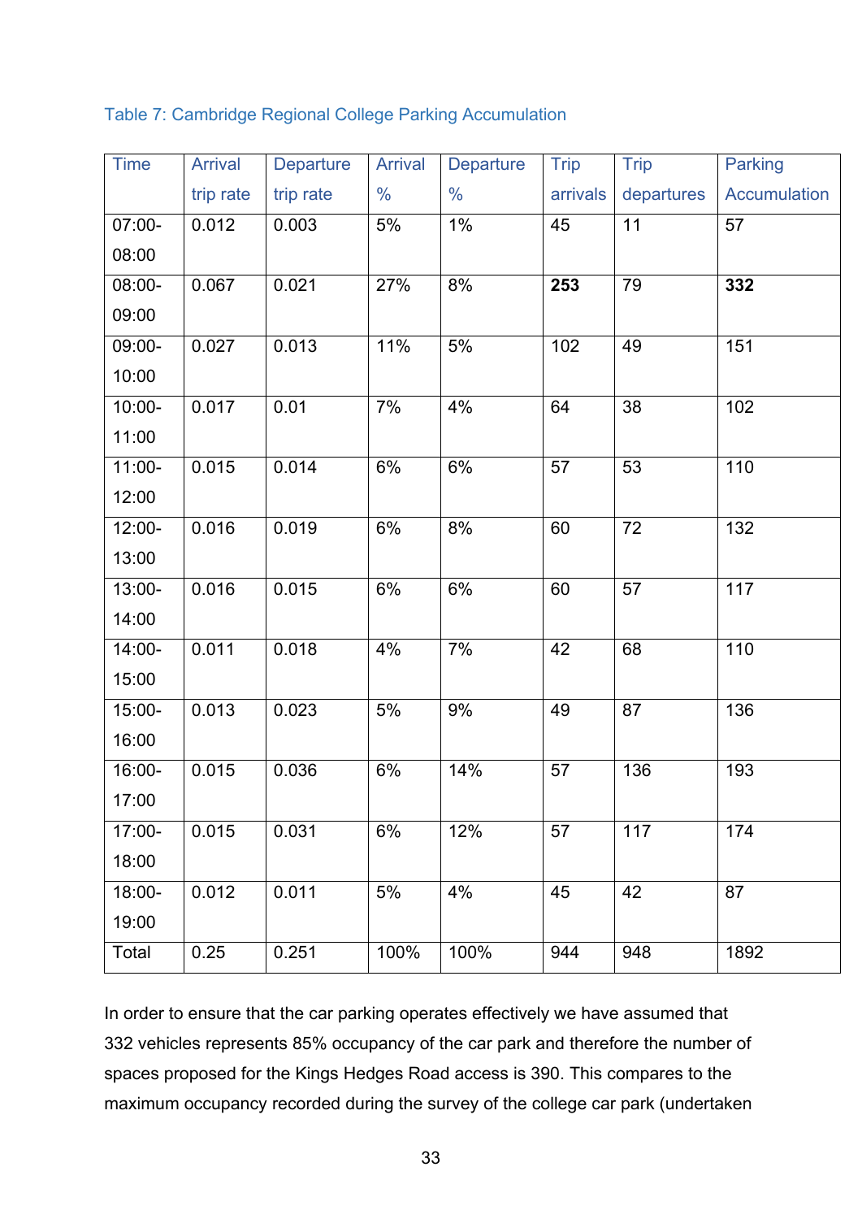Table 7: Cambridge Regional College Parking Accumulation

| Time | Arrival trip rate | Departure trip rate | Arrival % | Departure % | Trip arrivals | Trip departures | Parking Accumulation |
|---|---|---|---|---|---|---|---|
| 07:00-08:00 | 0.012 | 0.003 | 5% | 1% | 45 | 11 | 57 |
| 08:00-09:00 | 0.067 | 0.021 | 27% | 8% | **253** | 79 | **332** |
| 09:00-10:00 | 0.027 | 0.013 | 11% | 5% | 102 | 49 | 151 |
| 10:00-11:00 | 0.017 | 0.01 | 7% | 4% | 64 | 38 | 102 |
| 11:00-12:00 | 0.015 | 0.014 | 6% | 6% | 57 | 53 | 110 |
| 12:00-13:00 | 0.016 | 0.019 | 6% | 8% | 60 | 72 | 132 |
| 13:00-14:00 | 0.016 | 0.015 | 6% | 6% | 60 | 57 | 117 |
| 14:00-15:00 | 0.011 | 0.018 | 4% | 7% | 42 | 68 | 110 |
| 15:00-16:00 | 0.013 | 0.023 | 5% | 9% | 49 | 87 | 136 |
| 16:00-17:00 | 0.015 | 0.036 | 6% | 14% | 57 | 136 | 193 |
| 17:00-18:00 | 0.015 | 0.031 | 6% | 12% | 57 | 117 | 174 |
| 18:00-19:00 | 0.012 | 0.011 | 5% | 4% | 45 | 42 | 87 |
| Total | 0.25 | 0.251 | 100% | 100% | 944 | 948 | 1892 |

In order to ensure that the car parking operates effectively we have assumed that 332 vehicles represents 85% occupancy of the car park and therefore the number of spaces proposed for the Kings Hedges Road access is 390. This compares to the maximum occupancy recorded during the survey of the college car park (undertaken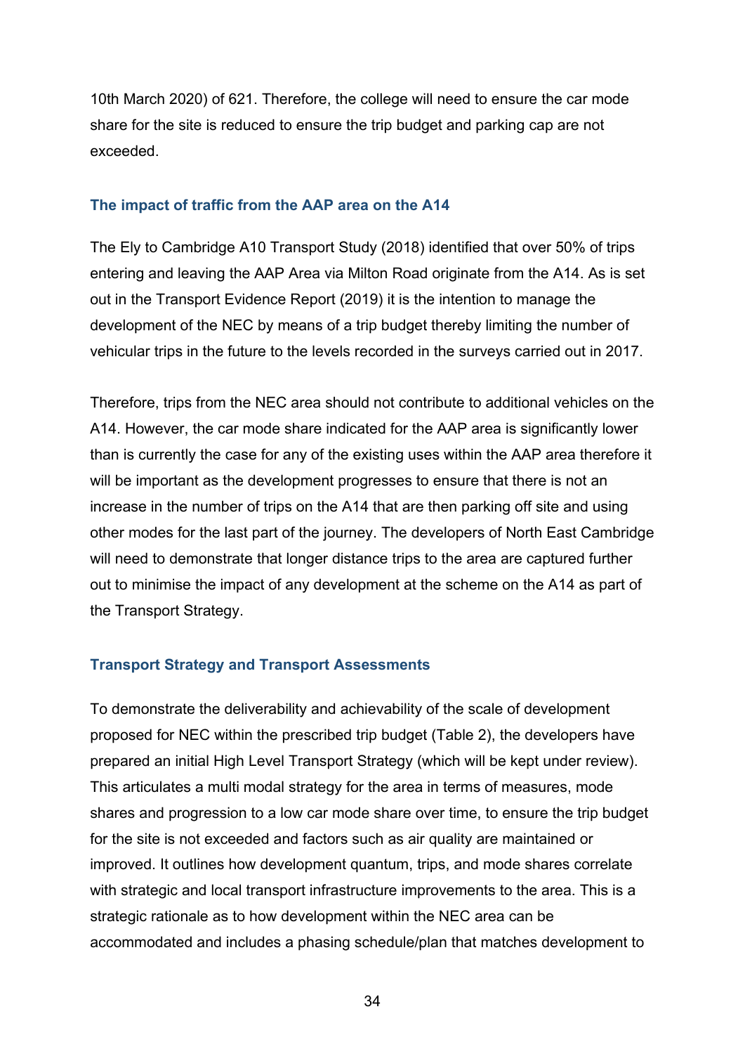10th March 2020) of 621. Therefore, the college will need to ensure the car mode share for the site is reduced to ensure the trip budget and parking cap are not exceeded.

### The impact of traffic from the AAP area on the A14

The Ely to Cambridge A10 Transport Study (2018) identified that over 50% of trips entering and leaving the AAP Area via Milton Road originate from the A14. As is set out in the Transport Evidence Report (2019) it is the intention to manage the development of the NEC by means of a trip budget thereby limiting the number of vehicular trips in the future to the levels recorded in the surveys carried out in 2017.

Therefore, trips from the NEC area should not contribute to additional vehicles on the A14. However, the car mode share indicated for the AAP area is significantly lower than is currently the case for any of the existing uses within the AAP area therefore it will be important as the development progresses to ensure that there is not an increase in the number of trips on the A14 that are then parking off site and using other modes for the last part of the journey. The developers of North East Cambridge will need to demonstrate that longer distance trips to the area are captured further out to minimise the impact of any development at the scheme on the A14 as part of the Transport Strategy.

### Transport Strategy and Transport Assessments

To demonstrate the deliverability and achievability of the scale of development proposed for NEC within the prescribed trip budget (Table 2), the developers have prepared an initial High Level Transport Strategy (which will be kept under review). This articulates a multi modal strategy for the area in terms of measures, mode shares and progression to a low car mode share over time, to ensure the trip budget for the site is not exceeded and factors such as air quality are maintained or improved. It outlines how development quantum, trips, and mode shares correlate with strategic and local transport infrastructure improvements to the area. This is a strategic rationale as to how development within the NEC area can be accommodated and includes a phasing schedule/plan that matches development to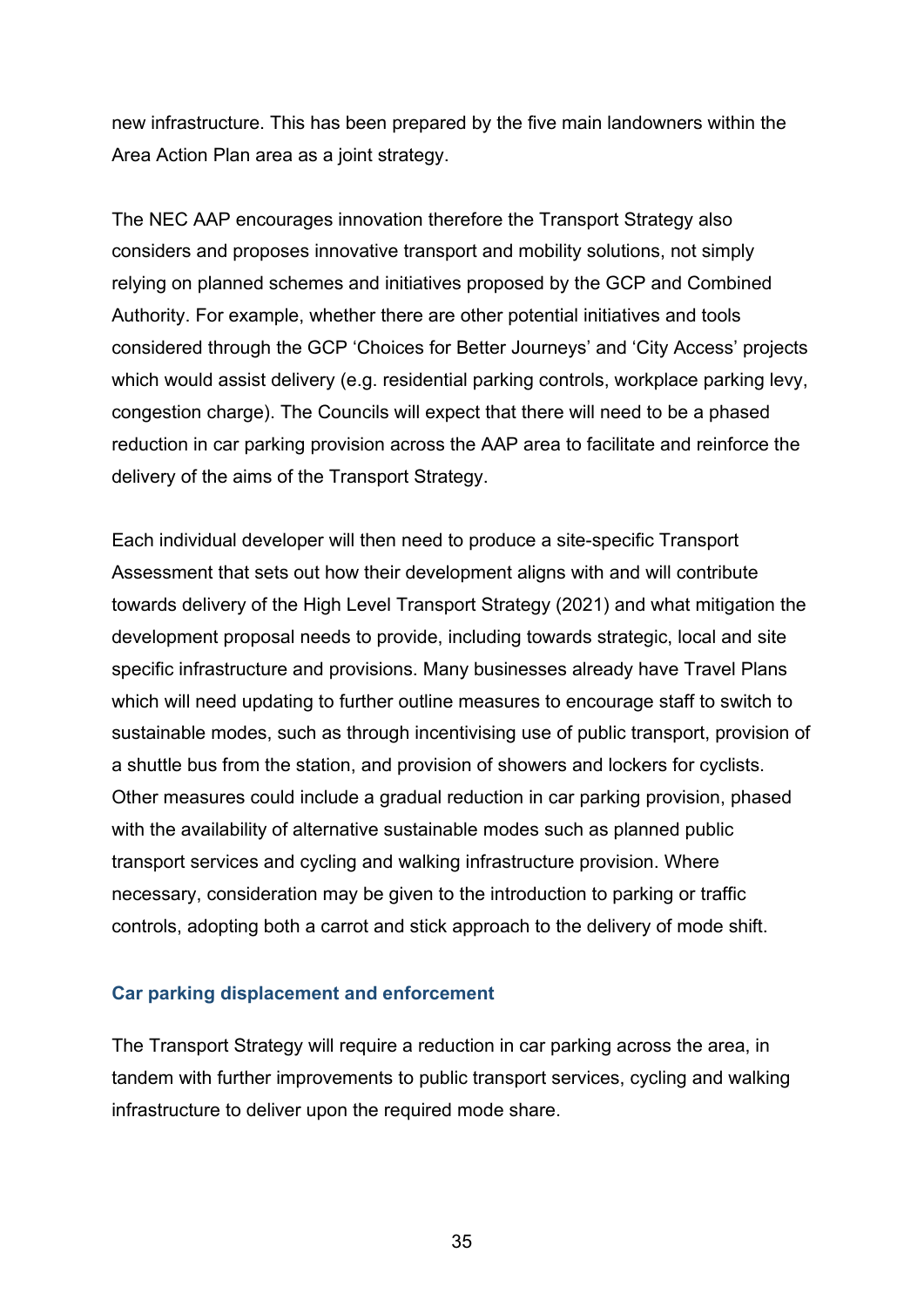new infrastructure. This has been prepared by the five main landowners within the Area Action Plan area as a joint strategy.

The NEC AAP encourages innovation therefore the Transport Strategy also considers and proposes innovative transport and mobility solutions, not simply relying on planned schemes and initiatives proposed by the GCP and Combined Authority. For example, whether there are other potential initiatives and tools considered through the GCP 'Choices for Better Journeys' and 'City Access' projects which would assist delivery (e.g. residential parking controls, workplace parking levy, congestion charge). The Councils will expect that there will need to be a phased reduction in car parking provision across the AAP area to facilitate and reinforce the delivery of the aims of the Transport Strategy.

Each individual developer will then need to produce a site-specific Transport Assessment that sets out how their development aligns with and will contribute towards delivery of the High Level Transport Strategy (2021) and what mitigation the development proposal needs to provide, including towards strategic, local and site specific infrastructure and provisions. Many businesses already have Travel Plans which will need updating to further outline measures to encourage staff to switch to sustainable modes, such as through incentivising use of public transport, provision of a shuttle bus from the station, and provision of showers and lockers for cyclists. Other measures could include a gradual reduction in car parking provision, phased with the availability of alternative sustainable modes such as planned public transport services and cycling and walking infrastructure provision. Where necessary, consideration may be given to the introduction to parking or traffic controls, adopting both a carrot and stick approach to the delivery of mode shift.

### Car parking displacement and enforcement

The Transport Strategy will require a reduction in car parking across the area, in tandem with further improvements to public transport services, cycling and walking infrastructure to deliver upon the required mode share.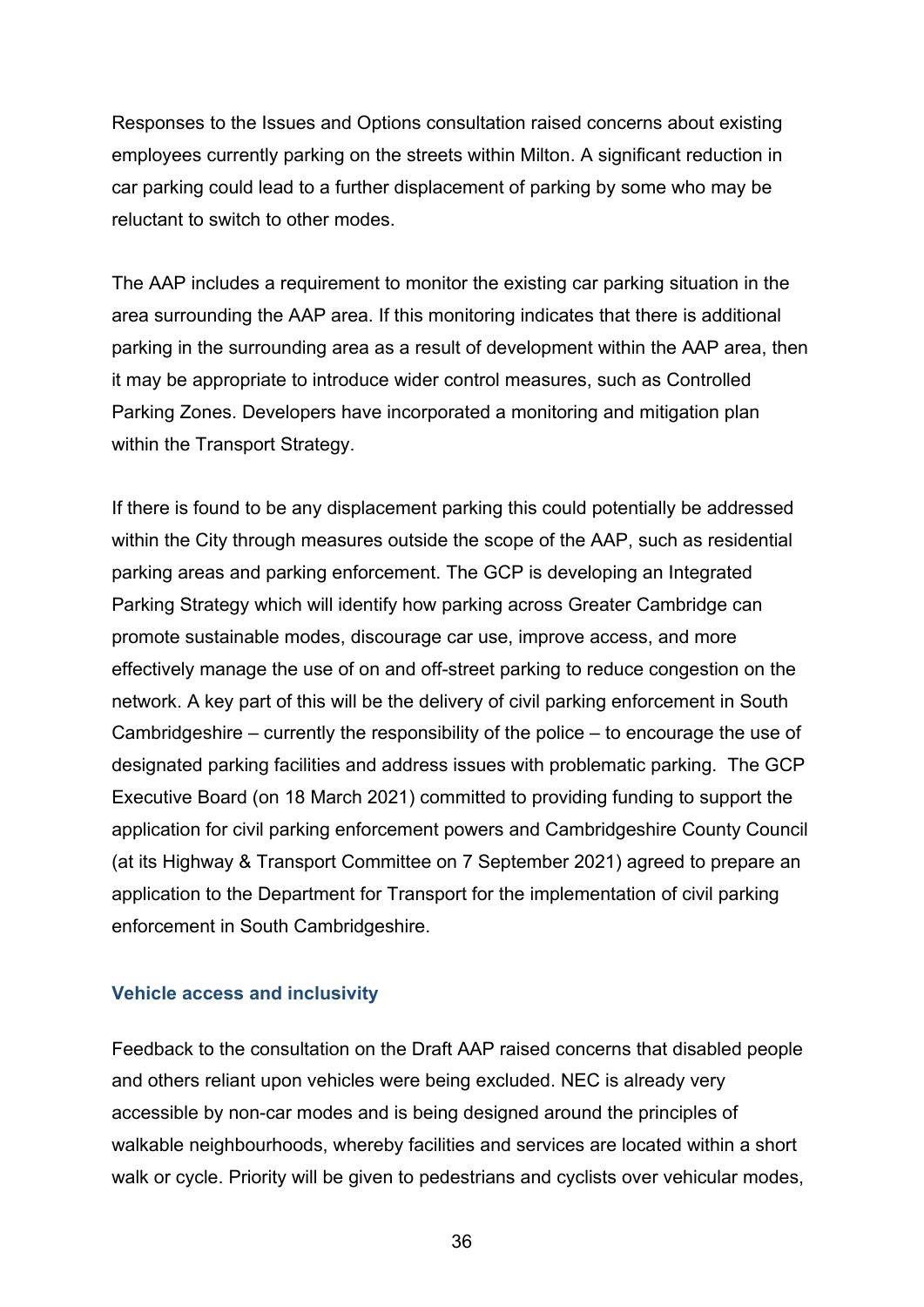Responses to the Issues and Options consultation raised concerns about existing employees currently parking on the streets within Milton. A significant reduction in car parking could lead to a further displacement of parking by some who may be reluctant to switch to other modes.

The AAP includes a requirement to monitor the existing car parking situation in the area surrounding the AAP area. If this monitoring indicates that there is additional parking in the surrounding area as a result of development within the AAP area, then it may be appropriate to introduce wider control measures, such as Controlled Parking Zones. Developers have incorporated a monitoring and mitigation plan within the Transport Strategy.

If there is found to be any displacement parking this could potentially be addressed within the City through measures outside the scope of the AAP, such as residential parking areas and parking enforcement. The GCP is developing an Integrated Parking Strategy which will identify how parking across Greater Cambridge can promote sustainable modes, discourage car use, improve access, and more effectively manage the use of on and off-street parking to reduce congestion on the network. A key part of this will be the delivery of civil parking enforcement in South Cambridgeshire – currently the responsibility of the police – to encourage the use of designated parking facilities and address issues with problematic parking. The GCP Executive Board (on 18 March 2021) committed to providing funding to support the application for civil parking enforcement powers and Cambridgeshire County Council (at its Highway & Transport Committee on 7 September 2021) agreed to prepare an application to the Department for Transport for the implementation of civil parking enforcement in South Cambridgeshire.

### Vehicle access and inclusivity

Feedback to the consultation on the Draft AAP raised concerns that disabled people and others reliant upon vehicles were being excluded. NEC is already very accessible by non-car modes and is being designed around the principles of walkable neighbourhoods, whereby facilities and services are located within a short walk or cycle. Priority will be given to pedestrians and cyclists over vehicular modes,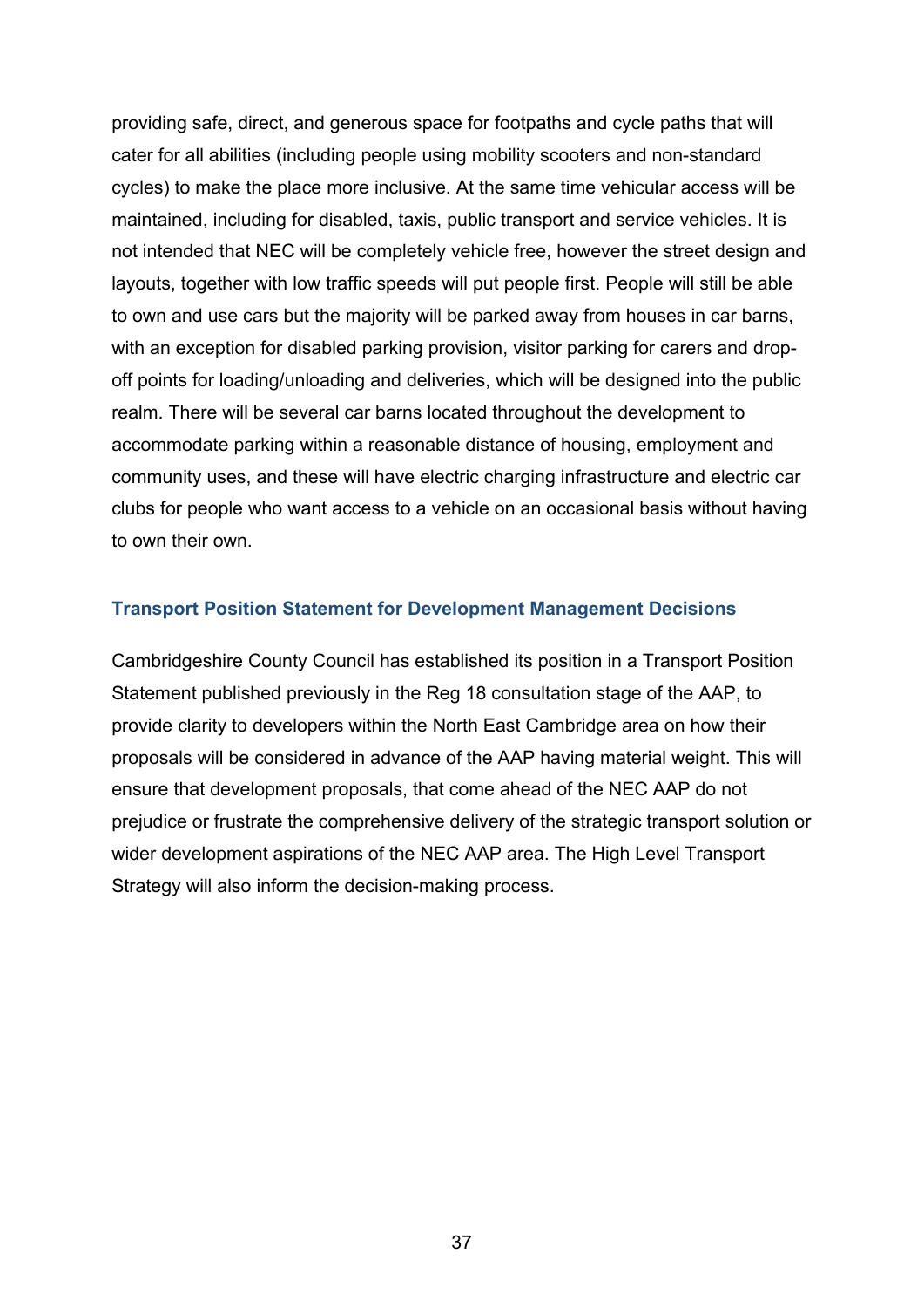providing safe, direct, and generous space for footpaths and cycle paths that will cater for all abilities (including people using mobility scooters and non-standard cycles) to make the place more inclusive. At the same time vehicular access will be maintained, including for disabled, taxis, public transport and service vehicles. It is not intended that NEC will be completely vehicle free, however the street design and layouts, together with low traffic speeds will put people first. People will still be able to own and use cars but the majority will be parked away from houses in car barns, with an exception for disabled parking provision, visitor parking for carers and drop-off points for loading/unloading and deliveries, which will be designed into the public realm. There will be several car barns located throughout the development to accommodate parking within a reasonable distance of housing, employment and community uses, and these will have electric charging infrastructure and electric car clubs for people who want access to a vehicle on an occasional basis without having to own their own.

### Transport Position Statement for Development Management Decisions

Cambridgeshire County Council has established its position in a Transport Position Statement published previously in the Reg 18 consultation stage of the AAP, to provide clarity to developers within the North East Cambridge area on how their proposals will be considered in advance of the AAP having material weight. This will ensure that development proposals, that come ahead of the NEC AAP do not prejudice or frustrate the comprehensive delivery of the strategic transport solution or wider development aspirations of the NEC AAP area. The High Level Transport Strategy will also inform the decision-making process.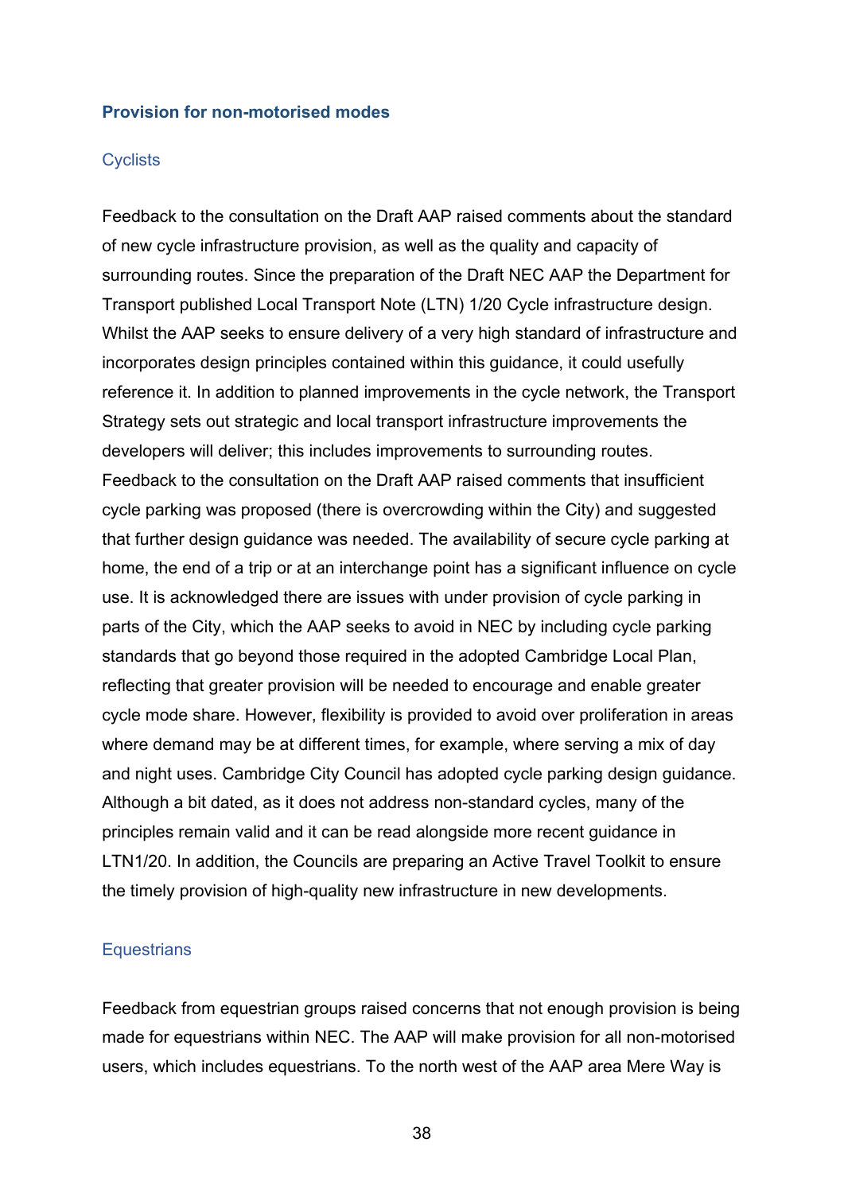## Provision for non-motorised modes

### Cyclists

Feedback to the consultation on the Draft AAP raised comments about the standard of new cycle infrastructure provision, as well as the quality and capacity of surrounding routes. Since the preparation of the Draft NEC AAP the Department for Transport published Local Transport Note (LTN) 1/20 Cycle infrastructure design. Whilst the AAP seeks to ensure delivery of a very high standard of infrastructure and incorporates design principles contained within this guidance, it could usefully reference it. In addition to planned improvements in the cycle network, the Transport Strategy sets out strategic and local transport infrastructure improvements the developers will deliver; this includes improvements to surrounding routes.

Feedback to the consultation on the Draft AAP raised comments that insufficient cycle parking was proposed (there is overcrowding within the City) and suggested that further design guidance was needed. The availability of secure cycle parking at home, the end of a trip or at an interchange point has a significant influence on cycle use. It is acknowledged there are issues with under provision of cycle parking in parts of the City, which the AAP seeks to avoid in NEC by including cycle parking standards that go beyond those required in the adopted Cambridge Local Plan, reflecting that greater provision will be needed to encourage and enable greater cycle mode share. However, flexibility is provided to avoid over proliferation in areas where demand may be at different times, for example, where serving a mix of day and night uses. Cambridge City Council has adopted cycle parking design guidance. Although a bit dated, as it does not address non-standard cycles, many of the principles remain valid and it can be read alongside more recent guidance in LTN1/20. In addition, the Councils are preparing an Active Travel Toolkit to ensure the timely provision of high-quality new infrastructure in new developments.

### Equestrians

Feedback from equestrian groups raised concerns that not enough provision is being made for equestrians within NEC. The AAP will make provision for all non-motorised users, which includes equestrians. To the north west of the AAP area Mere Way is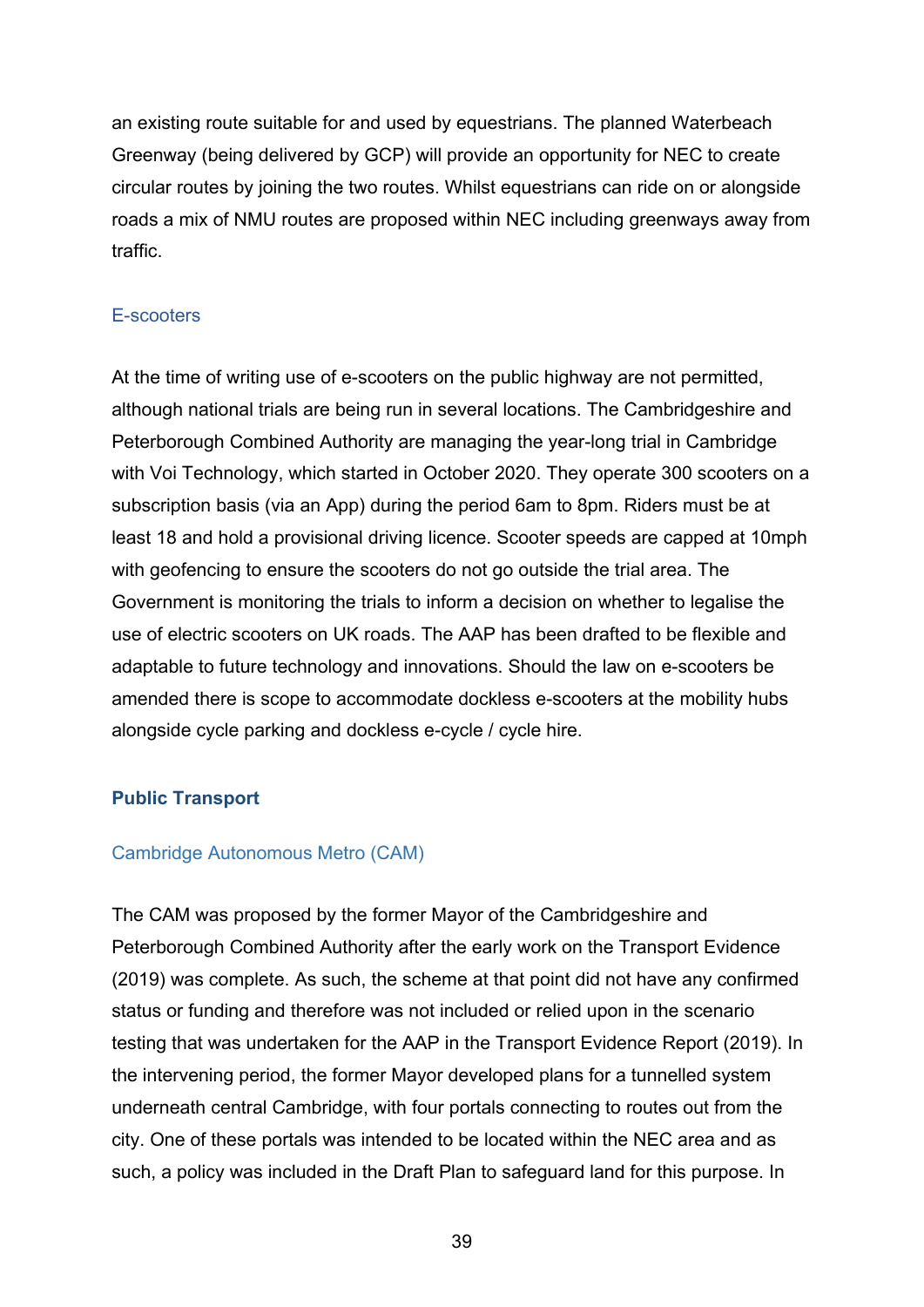an existing route suitable for and used by equestrians. The planned Waterbeach Greenway (being delivered by GCP) will provide an opportunity for NEC to create circular routes by joining the two routes. Whilst equestrians can ride on or alongside roads a mix of NMU routes are proposed within NEC including greenways away from traffic.

#### E-scooters

At the time of writing use of e-scooters on the public highway are not permitted, although national trials are being run in several locations. The Cambridgeshire and Peterborough Combined Authority are managing the year-long trial in Cambridge with Voi Technology, which started in October 2020. They operate 300 scooters on a subscription basis (via an App) during the period 6am to 8pm. Riders must be at least 18 and hold a provisional driving licence. Scooter speeds are capped at 10mph with geofencing to ensure the scooters do not go outside the trial area. The Government is monitoring the trials to inform a decision on whether to legalise the use of electric scooters on UK roads. The AAP has been drafted to be flexible and adaptable to future technology and innovations. Should the law on e-scooters be amended there is scope to accommodate dockless e-scooters at the mobility hubs alongside cycle parking and dockless e-cycle / cycle hire.

### Public Transport

#### Cambridge Autonomous Metro (CAM)

The CAM was proposed by the former Mayor of the Cambridgeshire and Peterborough Combined Authority after the early work on the Transport Evidence (2019) was complete. As such, the scheme at that point did not have any confirmed status or funding and therefore was not included or relied upon in the scenario testing that was undertaken for the AAP in the Transport Evidence Report (2019). In the intervening period, the former Mayor developed plans for a tunnelled system underneath central Cambridge, with four portals connecting to routes out from the city. One of these portals was intended to be located within the NEC area and as such, a policy was included in the Draft Plan to safeguard land for this purpose. In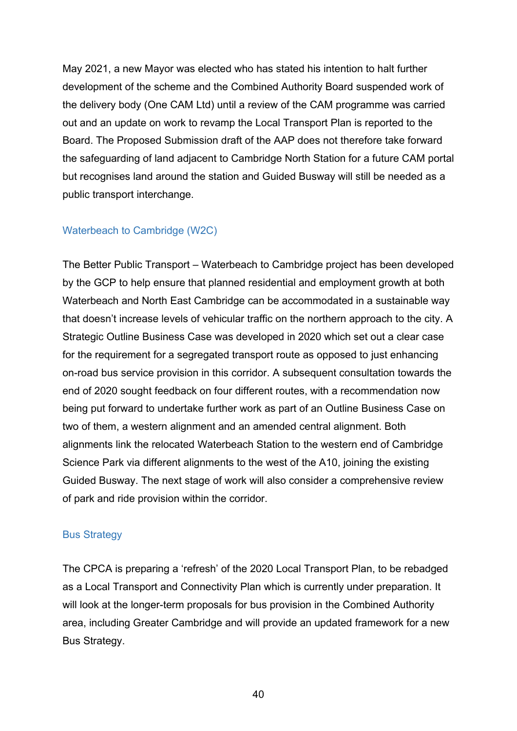May 2021, a new Mayor was elected who has stated his intention to halt further development of the scheme and the Combined Authority Board suspended work of the delivery body (One CAM Ltd) until a review of the CAM programme was carried out and an update on work to revamp the Local Transport Plan is reported to the Board. The Proposed Submission draft of the AAP does not therefore take forward the safeguarding of land adjacent to Cambridge North Station for a future CAM portal but recognises land around the station and Guided Busway will still be needed as a public transport interchange.

### Waterbeach to Cambridge (W2C)

The Better Public Transport – Waterbeach to Cambridge project has been developed by the GCP to help ensure that planned residential and employment growth at both Waterbeach and North East Cambridge can be accommodated in a sustainable way that doesn't increase levels of vehicular traffic on the northern approach to the city. A Strategic Outline Business Case was developed in 2020 which set out a clear case for the requirement for a segregated transport route as opposed to just enhancing on-road bus service provision in this corridor. A subsequent consultation towards the end of 2020 sought feedback on four different routes, with a recommendation now being put forward to undertake further work as part of an Outline Business Case on two of them, a western alignment and an amended central alignment. Both alignments link the relocated Waterbeach Station to the western end of Cambridge Science Park via different alignments to the west of the A10, joining the existing Guided Busway. The next stage of work will also consider a comprehensive review of park and ride provision within the corridor.

### Bus Strategy

The CPCA is preparing a 'refresh' of the 2020 Local Transport Plan, to be rebadged as a Local Transport and Connectivity Plan which is currently under preparation. It will look at the longer-term proposals for bus provision in the Combined Authority area, including Greater Cambridge and will provide an updated framework for a new Bus Strategy.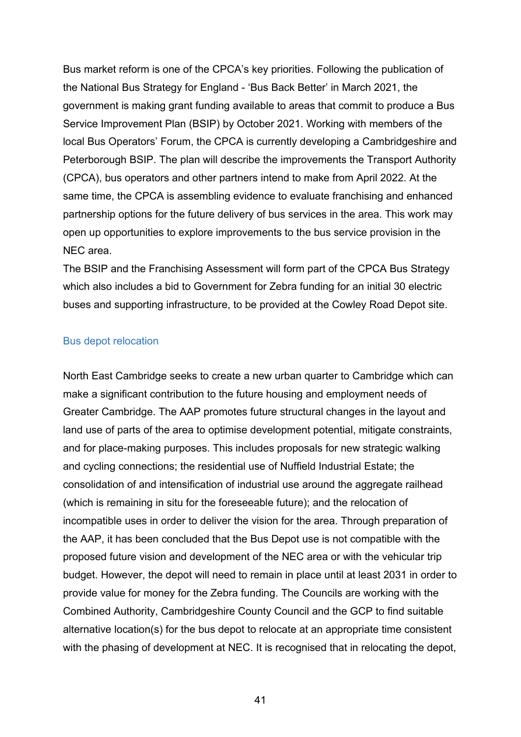Bus market reform is one of the CPCA's key priorities. Following the publication of the National Bus Strategy for England - 'Bus Back Better' in March 2021, the government is making grant funding available to areas that commit to produce a Bus Service Improvement Plan (BSIP) by October 2021. Working with members of the local Bus Operators' Forum, the CPCA is currently developing a Cambridgeshire and Peterborough BSIP. The plan will describe the improvements the Transport Authority (CPCA), bus operators and other partners intend to make from April 2022. At the same time, the CPCA is assembling evidence to evaluate franchising and enhanced partnership options for the future delivery of bus services in the area. This work may open up opportunities to explore improvements to the bus service provision in the NEC area.

The BSIP and the Franchising Assessment will form part of the CPCA Bus Strategy which also includes a bid to Government for Zebra funding for an initial 30 electric buses and supporting infrastructure, to be provided at the Cowley Road Depot site.

### Bus depot relocation

North East Cambridge seeks to create a new urban quarter to Cambridge which can make a significant contribution to the future housing and employment needs of Greater Cambridge. The AAP promotes future structural changes in the layout and land use of parts of the area to optimise development potential, mitigate constraints, and for place-making purposes. This includes proposals for new strategic walking and cycling connections; the residential use of Nuffield Industrial Estate; the consolidation of and intensification of industrial use around the aggregate railhead (which is remaining in situ for the foreseeable future); and the relocation of incompatible uses in order to deliver the vision for the area. Through preparation of the AAP, it has been concluded that the Bus Depot use is not compatible with the proposed future vision and development of the NEC area or with the vehicular trip budget. However, the depot will need to remain in place until at least 2031 in order to provide value for money for the Zebra funding. The Councils are working with the Combined Authority, Cambridgeshire County Council and the GCP to find suitable alternative location(s) for the bus depot to relocate at an appropriate time consistent with the phasing of development at NEC. It is recognised that in relocating the depot,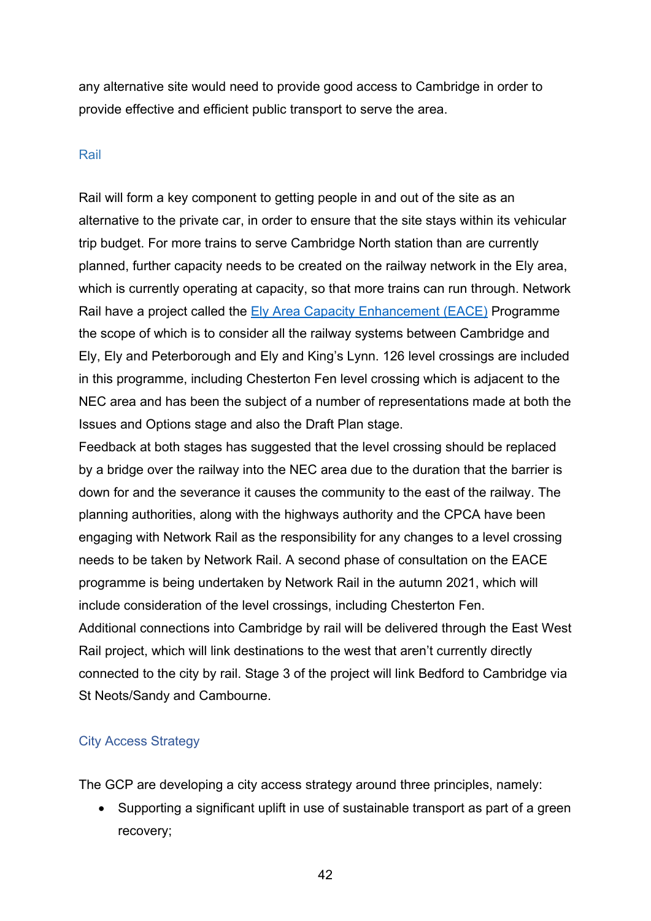any alternative site would need to provide good access to Cambridge in order to provide effective and efficient public transport to serve the area.

### Rail

Rail will form a key component to getting people in and out of the site as an alternative to the private car, in order to ensure that the site stays within its vehicular trip budget. For more trains to serve Cambridge North station than are currently planned, further capacity needs to be created on the railway network in the Ely area, which is currently operating at capacity, so that more trains can run through. Network Rail have a project called the [Ely Area Capacity Enhancement (EACE)] Programme the scope of which is to consider all the railway systems between Cambridge and Ely, Ely and Peterborough and Ely and King's Lynn. 126 level crossings are included in this programme, including Chesterton Fen level crossing which is adjacent to the NEC area and has been the subject of a number of representations made at both the Issues and Options stage and also the Draft Plan stage.

Feedback at both stages has suggested that the level crossing should be replaced by a bridge over the railway into the NEC area due to the duration that the barrier is down for and the severance it causes the community to the east of the railway. The planning authorities, along with the highways authority and the CPCA have been engaging with Network Rail as the responsibility for any changes to a level crossing needs to be taken by Network Rail. A second phase of consultation on the EACE programme is being undertaken by Network Rail in the autumn 2021, which will include consideration of the level crossings, including Chesterton Fen.

Additional connections into Cambridge by rail will be delivered through the East West Rail project, which will link destinations to the west that aren't currently directly connected to the city by rail. Stage 3 of the project will link Bedford to Cambridge via St Neots/Sandy and Cambourne.

### City Access Strategy

The GCP are developing a city access strategy around three principles, namely:

- Supporting a significant uplift in use of sustainable transport as part of a green recovery;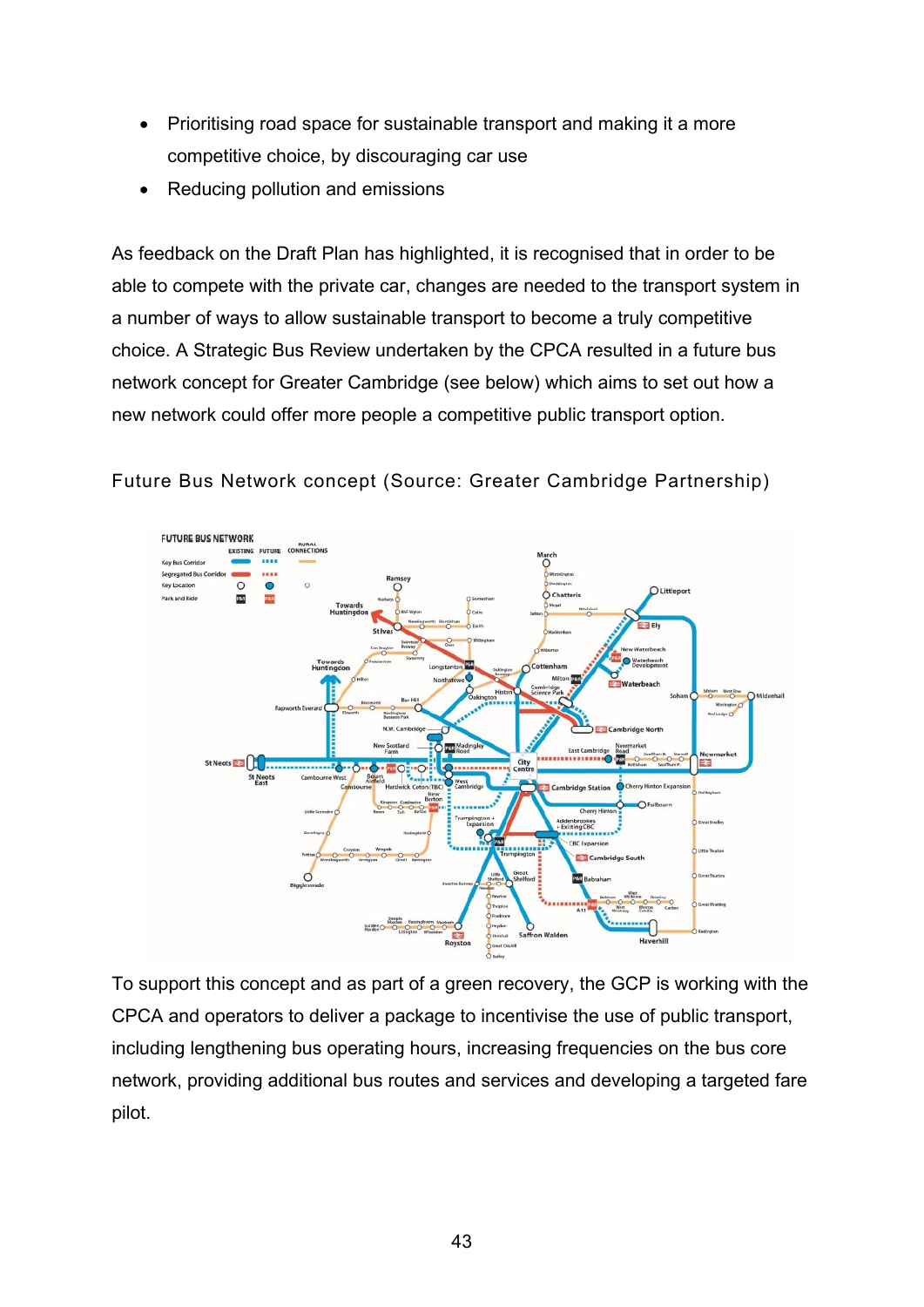- Prioritising road space for sustainable transport and making it a more competitive choice, by discouraging car use
- Reducing pollution and emissions

As feedback on the Draft Plan has highlighted, it is recognised that in order to be able to compete with the private car, changes are needed to the transport system in a number of ways to allow sustainable transport to become a truly competitive choice. A Strategic Bus Review undertaken by the CPCA resulted in a future bus network concept for Greater Cambridge (see below) which aims to set out how a new network could offer more people a competitive public transport option.

Future Bus Network concept (Source: Greater Cambridge Partnership)

To support this concept and as part of a green recovery, the GCP is working with the CPCA and operators to deliver a package to incentivise the use of public transport, including lengthening bus operating hours, increasing frequencies on the bus core network, providing additional bus routes and services and developing a targeted fare pilot.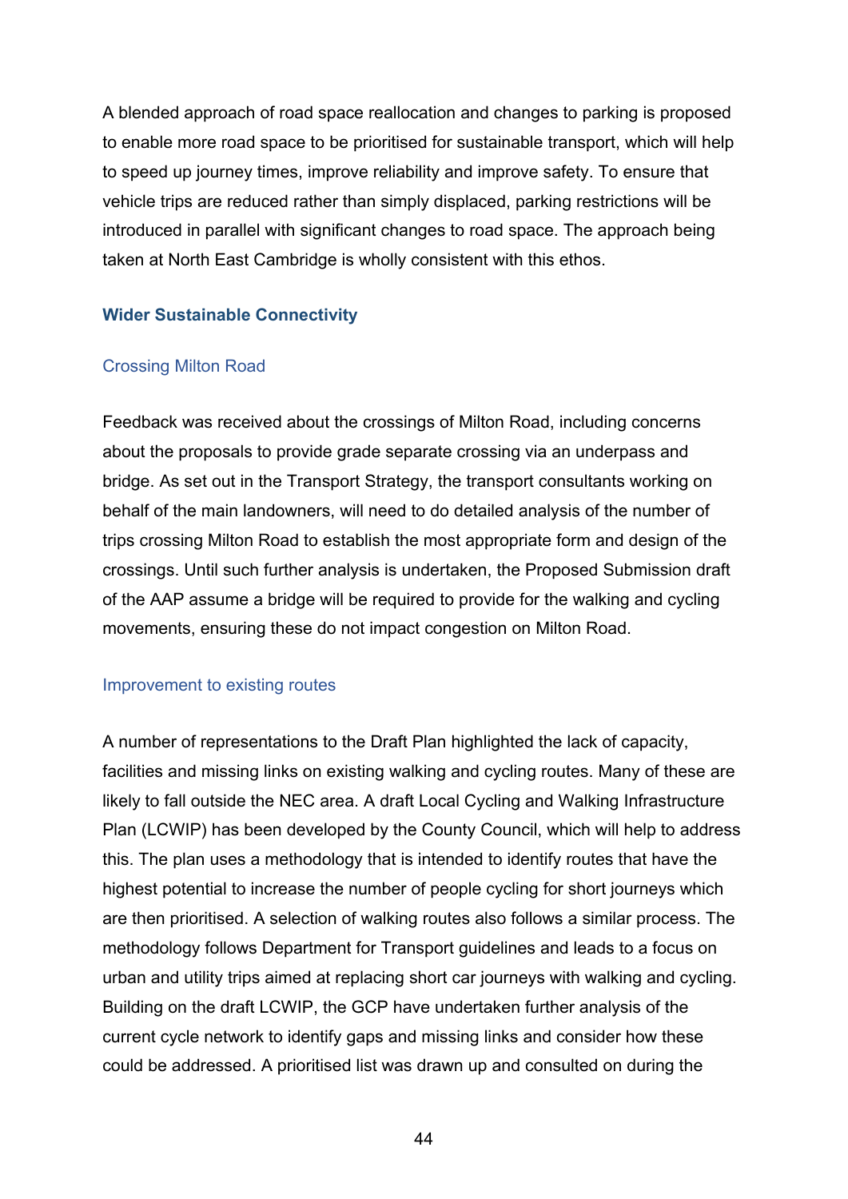A blended approach of road space reallocation and changes to parking is proposed to enable more road space to be prioritised for sustainable transport, which will help to speed up journey times, improve reliability and improve safety. To ensure that vehicle trips are reduced rather than simply displaced, parking restrictions will be introduced in parallel with significant changes to road space. The approach being taken at North East Cambridge is wholly consistent with this ethos.

## Wider Sustainable Connectivity

### Crossing Milton Road

Feedback was received about the crossings of Milton Road, including concerns about the proposals to provide grade separate crossing via an underpass and bridge. As set out in the Transport Strategy, the transport consultants working on behalf of the main landowners, will need to do detailed analysis of the number of trips crossing Milton Road to establish the most appropriate form and design of the crossings. Until such further analysis is undertaken, the Proposed Submission draft of the AAP assume a bridge will be required to provide for the walking and cycling movements, ensuring these do not impact congestion on Milton Road.

### Improvement to existing routes

A number of representations to the Draft Plan highlighted the lack of capacity, facilities and missing links on existing walking and cycling routes. Many of these are likely to fall outside the NEC area. A draft Local Cycling and Walking Infrastructure Plan (LCWIP) has been developed by the County Council, which will help to address this. The plan uses a methodology that is intended to identify routes that have the highest potential to increase the number of people cycling for short journeys which are then prioritised. A selection of walking routes also follows a similar process. The methodology follows Department for Transport guidelines and leads to a focus on urban and utility trips aimed at replacing short car journeys with walking and cycling. Building on the draft LCWIP, the GCP have undertaken further analysis of the current cycle network to identify gaps and missing links and consider how these could be addressed. A prioritised list was drawn up and consulted on during the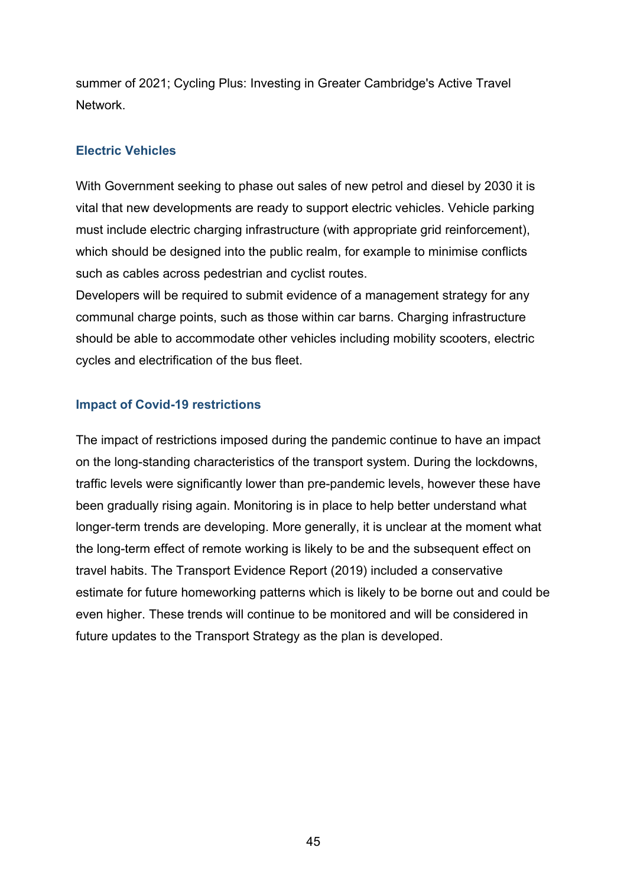summer of 2021; Cycling Plus: Investing in Greater Cambridge's Active Travel Network.

### Electric Vehicles

With Government seeking to phase out sales of new petrol and diesel by 2030 it is vital that new developments are ready to support electric vehicles. Vehicle parking must include electric charging infrastructure (with appropriate grid reinforcement), which should be designed into the public realm, for example to minimise conflicts such as cables across pedestrian and cyclist routes.
Developers will be required to submit evidence of a management strategy for any communal charge points, such as those within car barns. Charging infrastructure should be able to accommodate other vehicles including mobility scooters, electric cycles and electrification of the bus fleet.

### Impact of Covid-19 restrictions

The impact of restrictions imposed during the pandemic continue to have an impact on the long-standing characteristics of the transport system. During the lockdowns, traffic levels were significantly lower than pre-pandemic levels, however these have been gradually rising again. Monitoring is in place to help better understand what longer-term trends are developing. More generally, it is unclear at the moment what the long-term effect of remote working is likely to be and the subsequent effect on travel habits. The Transport Evidence Report (2019) included a conservative estimate for future homeworking patterns which is likely to be borne out and could be even higher. These trends will continue to be monitored and will be considered in future updates to the Transport Strategy as the plan is developed.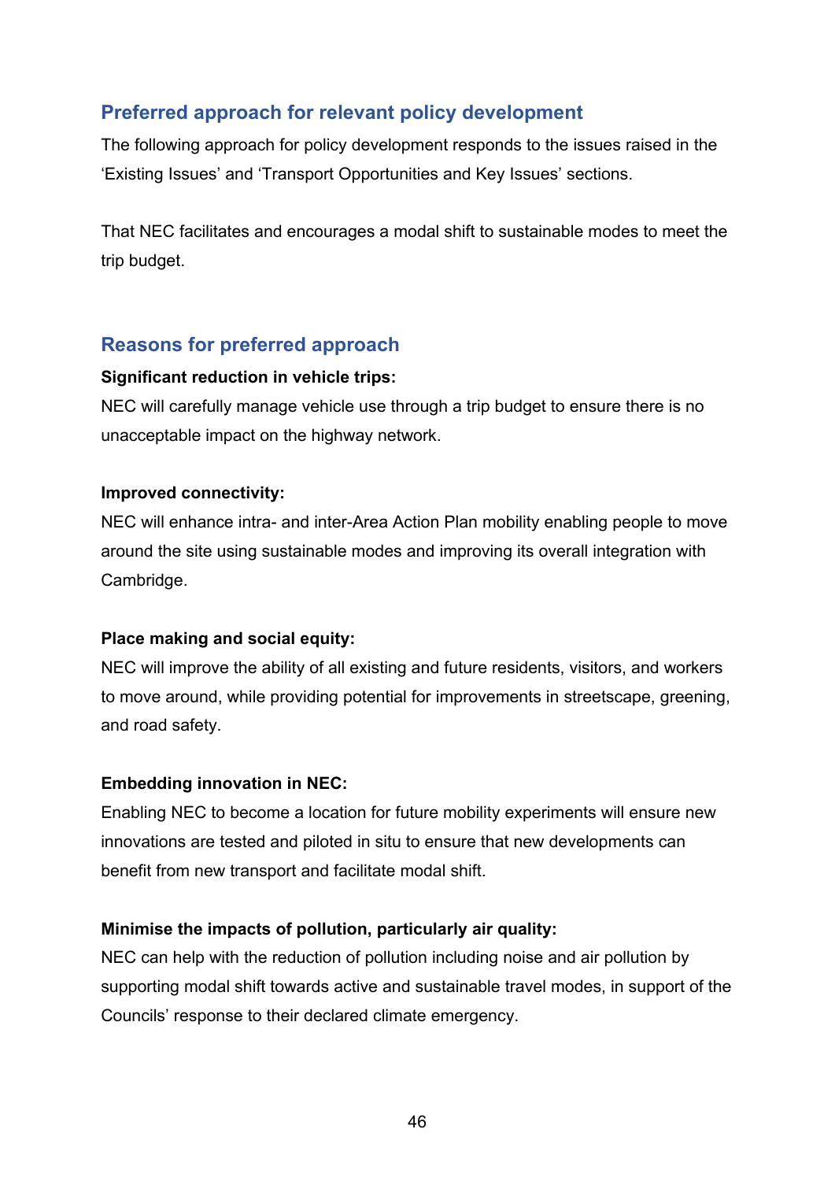## Preferred approach for relevant policy development

The following approach for policy development responds to the issues raised in the 'Existing Issues' and 'Transport Opportunities and Key Issues' sections.

That NEC facilitates and encourages a modal shift to sustainable modes to meet the trip budget.

## Reasons for preferred approach

**Significant reduction in vehicle trips:**

NEC will carefully manage vehicle use through a trip budget to ensure there is no unacceptable impact on the highway network.

**Improved connectivity:**

NEC will enhance intra- and inter-Area Action Plan mobility enabling people to move around the site using sustainable modes and improving its overall integration with Cambridge.

**Place making and social equity:**

NEC will improve the ability of all existing and future residents, visitors, and workers to move around, while providing potential for improvements in streetscape, greening, and road safety.

**Embedding innovation in NEC:**

Enabling NEC to become a location for future mobility experiments will ensure new innovations are tested and piloted in situ to ensure that new developments can benefit from new transport and facilitate modal shift.

**Minimise the impacts of pollution, particularly air quality:**

NEC can help with the reduction of pollution including noise and air pollution by supporting modal shift towards active and sustainable travel modes, in support of the Councils' response to their declared climate emergency.